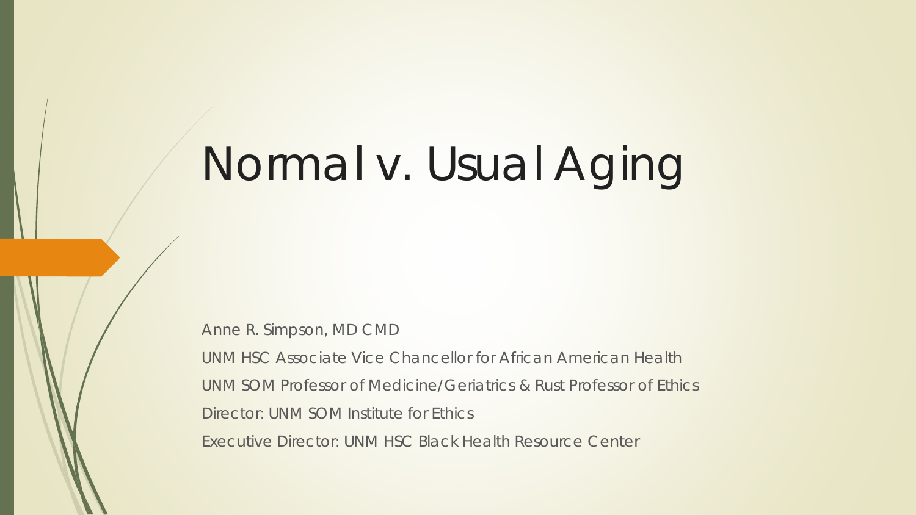# Normal v. Usual Aging

Anne R. Simpson, MD CMD

UNM HSC Associate Vice Chancellor for African American Health

UNM SOM Professor of Medicine/Geriatrics & Rust Professor of Ethics

Director: UNM SOM Institute for Ethics

Executive Director: UNM HSC Black Health Resource Center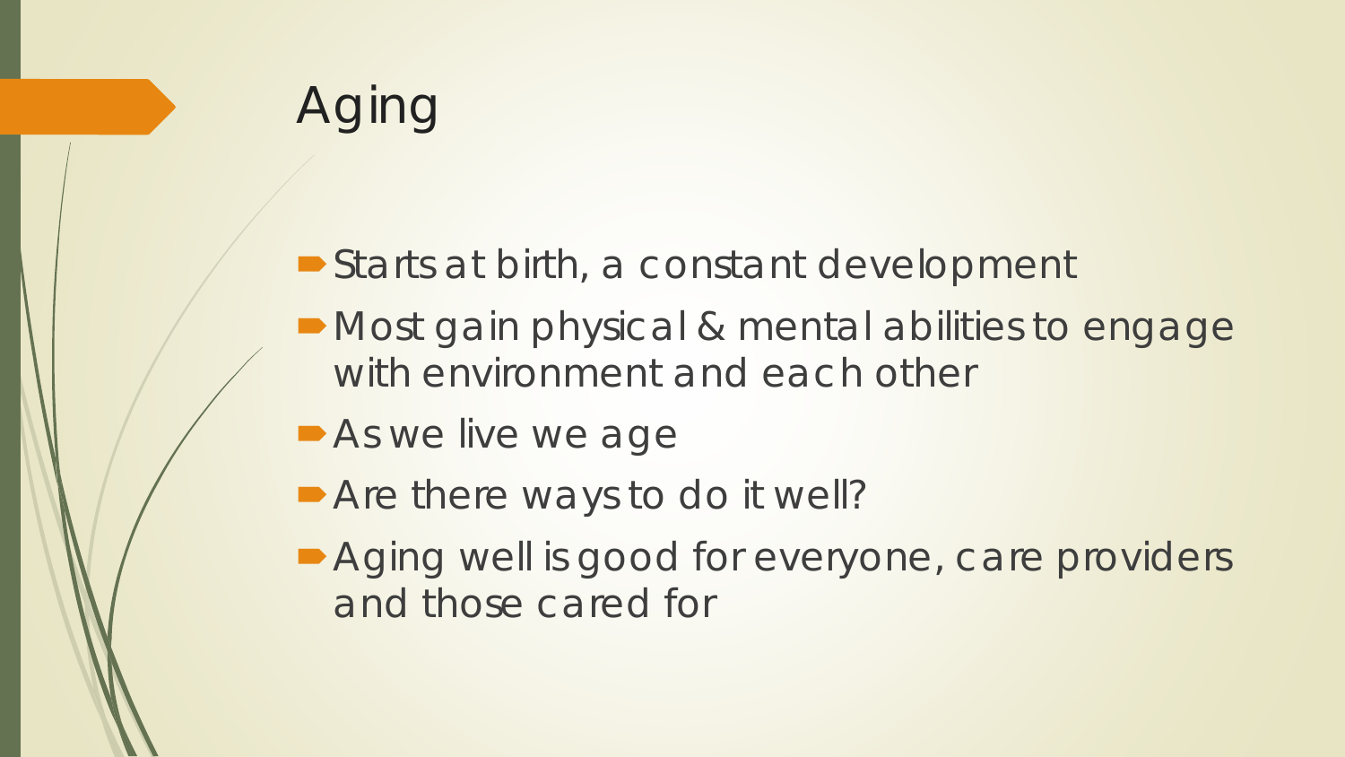# Aging

- Starts at birth, a constant development
- Most gain physical & mental abilities to engage with environment and each other
- As we live we age
- Are there ways to do it well?
- Aging well is good for everyone, care providers and those cared for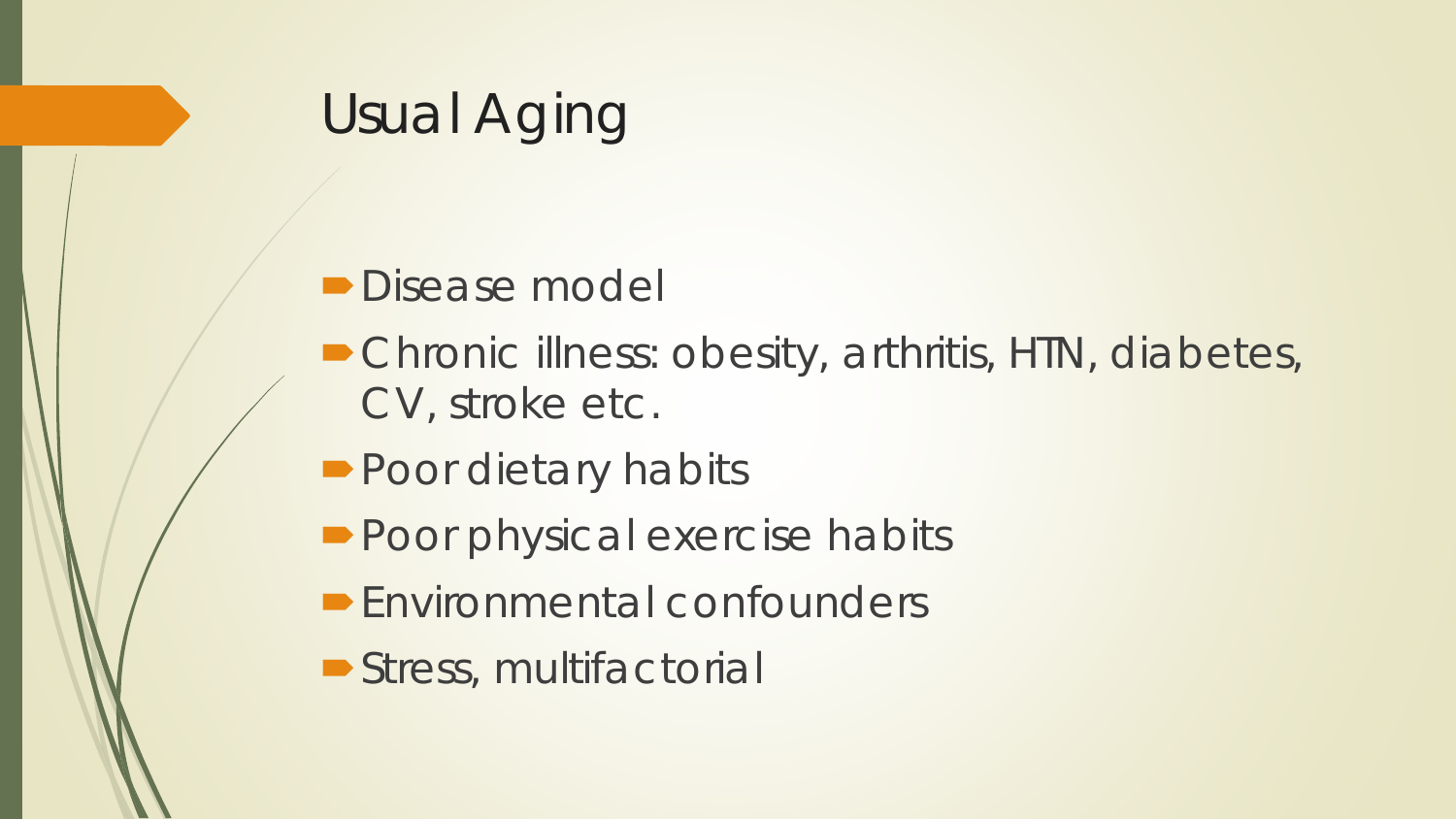# Usual Aging

- Disease model
- Chronic illness: obesity, arthritis, HTN, diabetes, CV, stroke etc.
- Poor dietary habits
- Poor physical exercise habits
- Environmental confounders
- Stress, multifactorial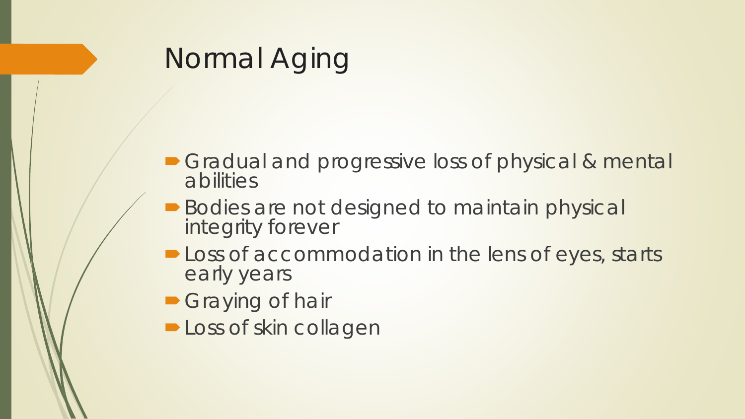# Normal Aging

- Gradual and progressive loss of physical & mental abilities
- Bodies are not designed to maintain physical integrity forever
- Loss of accommodation in the lens of eyes, starts early years
- Graying of hair
- Loss of skin collagen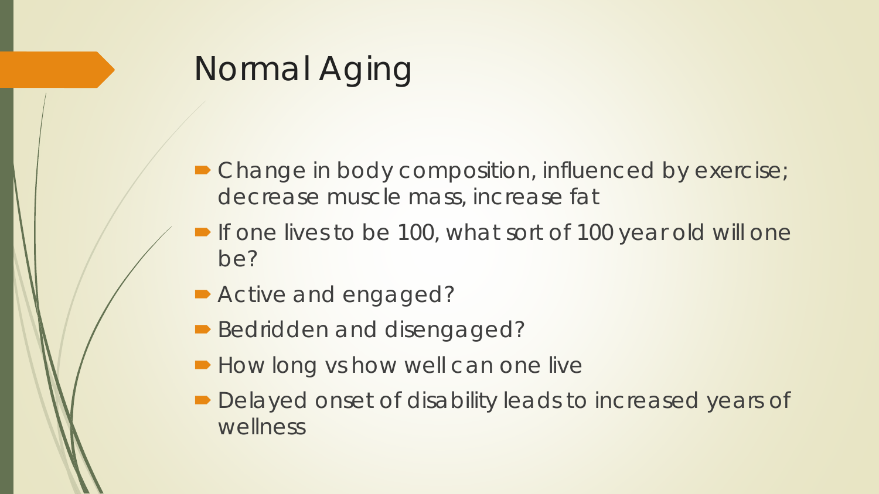# Normal Aging

- Change in body composition, influenced by exercise; decrease muscle mass, increase fat
- If one lives to be 100, what sort of 100 year old will one be?
- Active and engaged?
- Bedridden and disengaged?
- How long vs how well can one live
- Delayed onset of disability leads to increased years of wellness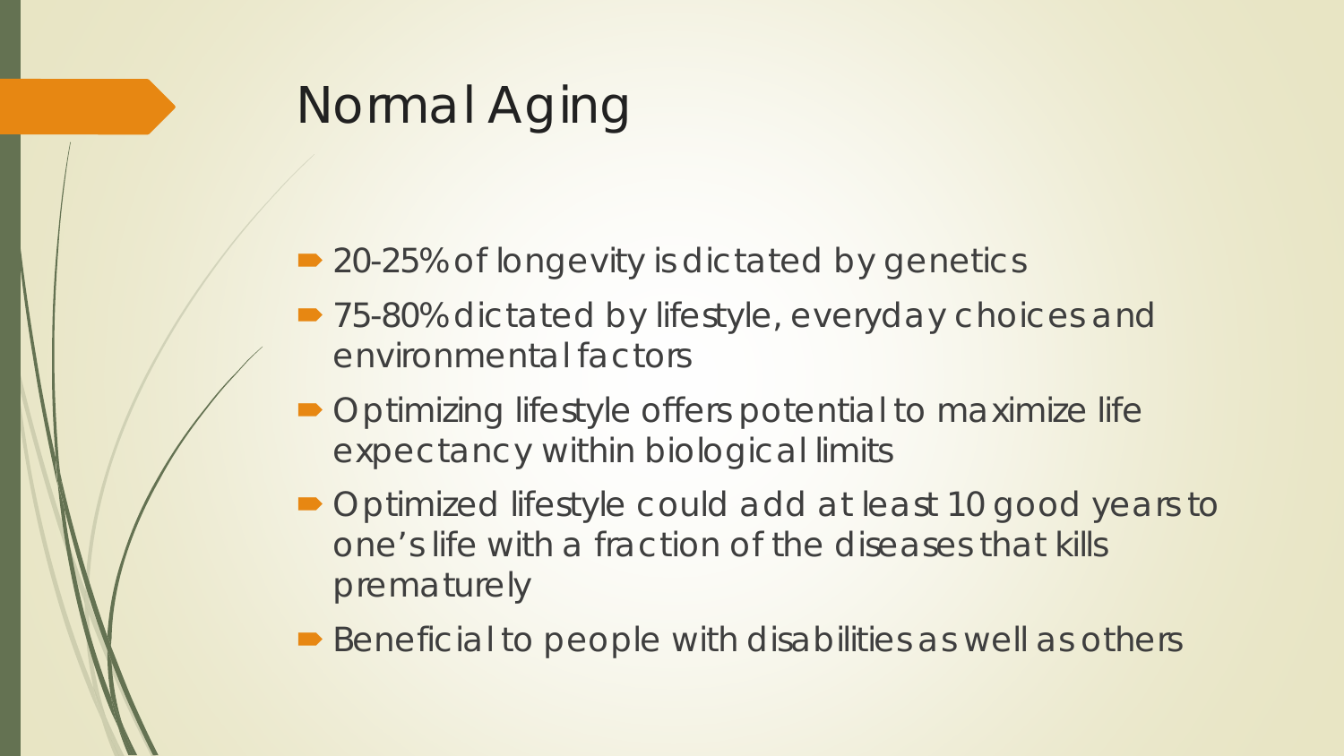# Normal Aging

- 20-25% of longevity is dictated by genetics
- 75-80% dictated by lifestyle, everyday choices and environmental factors
- Optimizing lifestyle offers potential to maximize life expectancy within biological limits
- Optimized lifestyle could add at least 10 good years to one's life with a fraction of the diseases that kills prematurely
- Beneficial to people with disabilities as well as others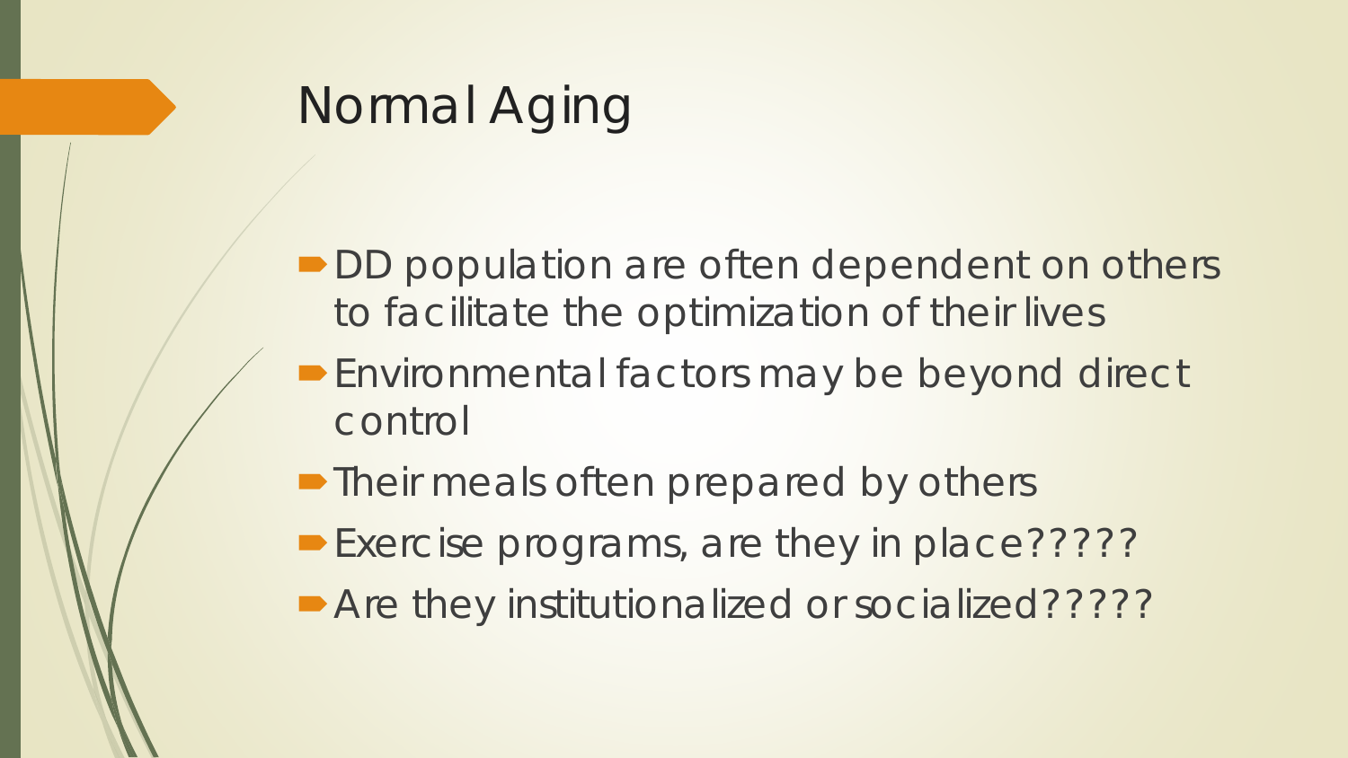# Normal Aging

- DD population are often dependent on others to facilitate the optimization of their lives
- Environmental factors may be beyond direct control
- Their meals often prepared by others
- Exercise programs, are they in place?????
- Are they institutionalized or socialized?????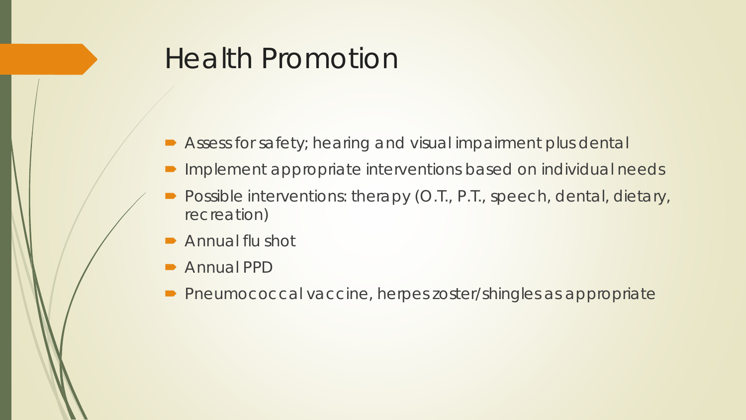# Health Promotion

- Assess for safety; hearing and visual impairment plus dental
- Implement appropriate interventions based on individual needs
- Possible interventions: therapy (O.T., P.T., speech, dental, dietary, recreation)
- Annual flu shot
- Annual PPD
- Pneumococcal vaccine, herpes zoster/shingles as appropriate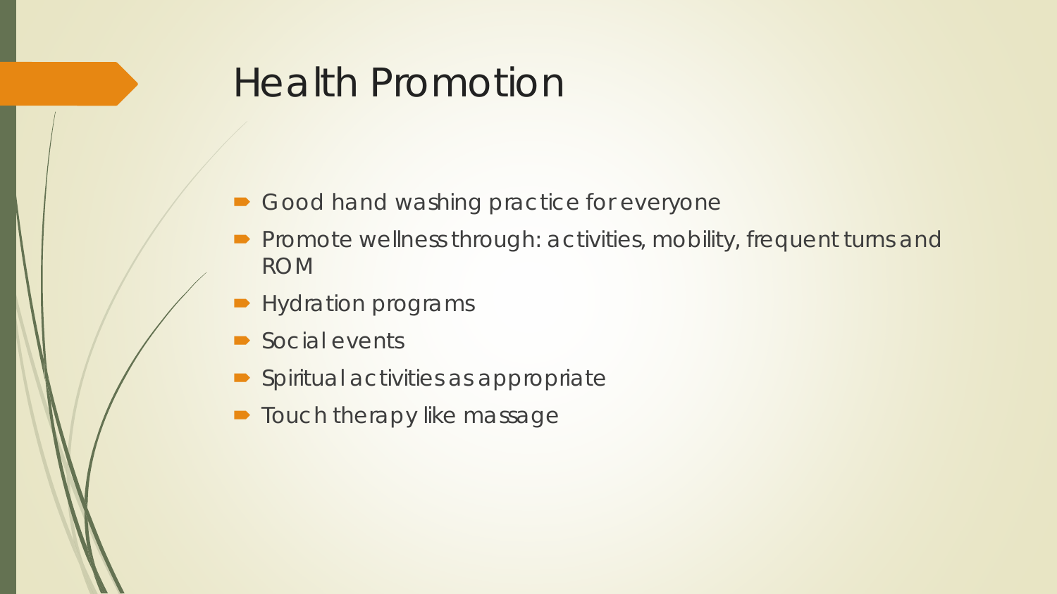# Health Promotion

- Good hand washing practice for everyone
- Promote wellness through: activities, mobility, frequent turns and ROM
- Hydration programs
- Social events
- Spiritual activities as appropriate
- Touch therapy like massage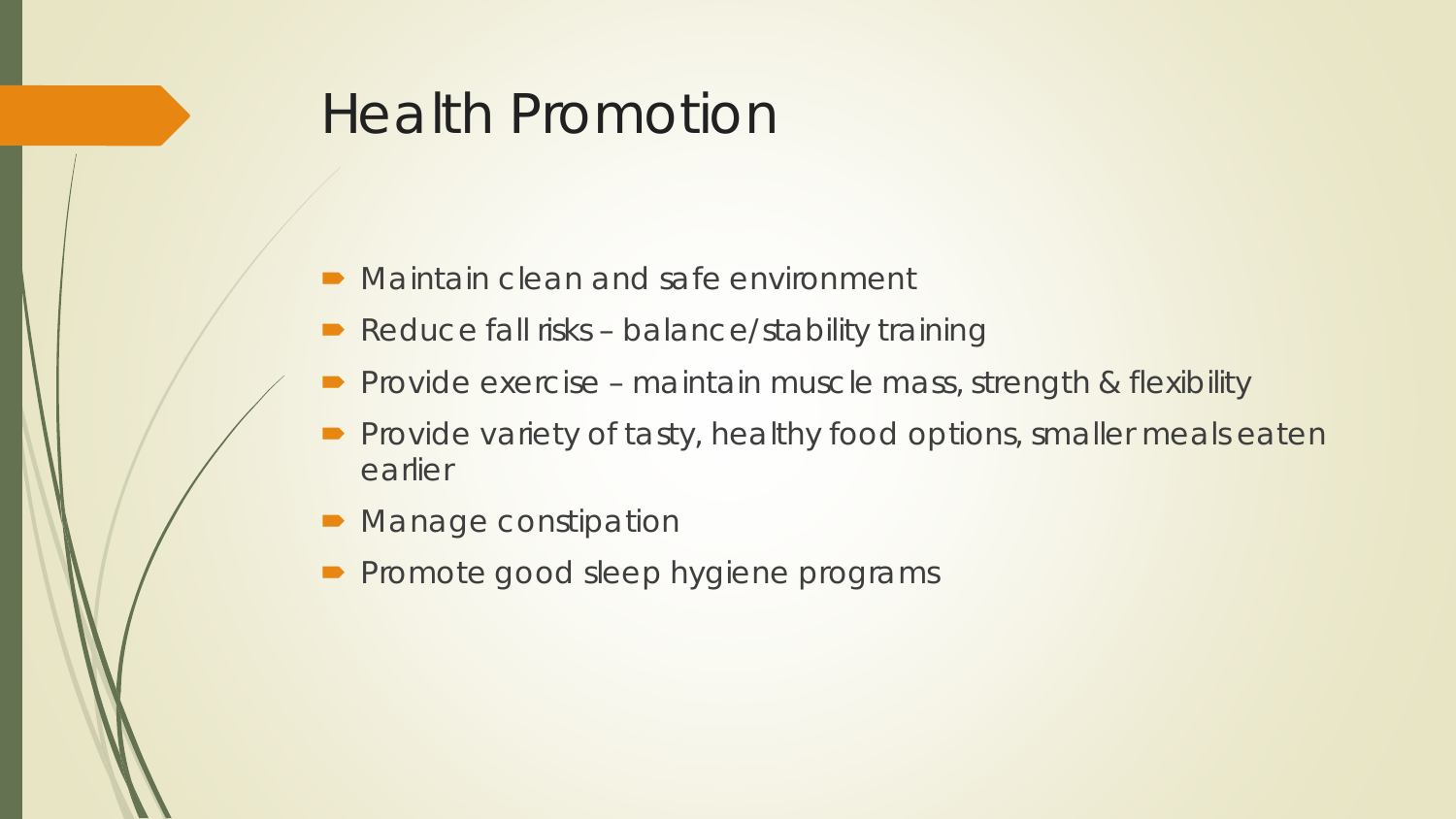# Health Promotion

- Maintain clean and safe environment
- Reduce fall risks – balance/stability training
- Provide exercise – maintain muscle mass, strength & flexibility
- Provide variety of tasty, healthy food options, smaller meals eaten earlier
- Manage constipation
- Promote good sleep hygiene programs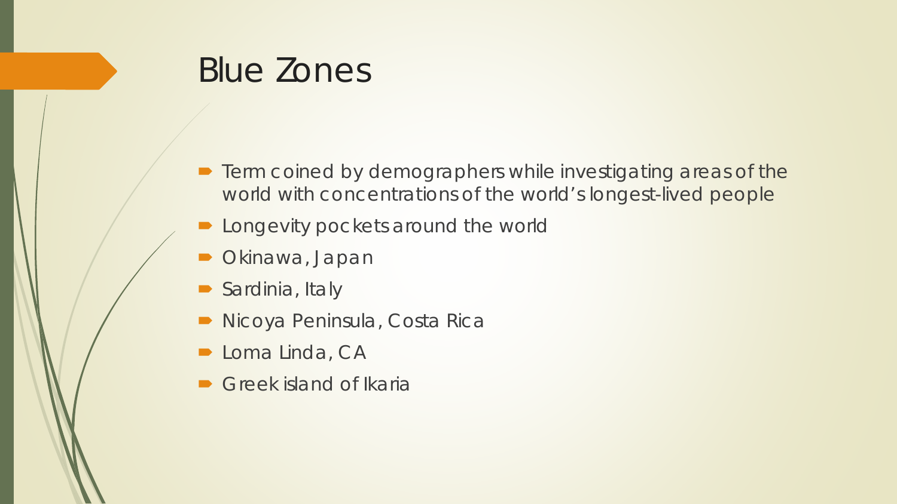# Blue Zones

- Term coined by demographers while investigating areas of the world with concentrations of the world's longest-lived people
- Longevity pockets around the world
- Okinawa, Japan
- Sardinia, Italy
- Nicoya Peninsula, Costa Rica
- Loma Linda, CA
- Greek island of Ikaria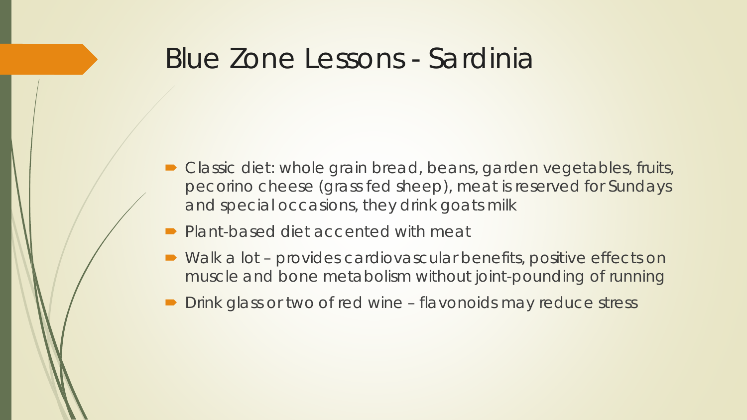# Blue Zone Lessons - Sardinia

- Classic diet: whole grain bread, beans, garden vegetables, fruits, pecorino cheese (grass fed sheep), meat is reserved for Sundays and special occasions, they drink goats milk
- Plant-based diet accented with meat
- Walk a lot – provides cardiovascular benefits, positive effects on muscle and bone metabolism without joint-pounding of running
- Drink glass or two of red wine – flavonoids may reduce stress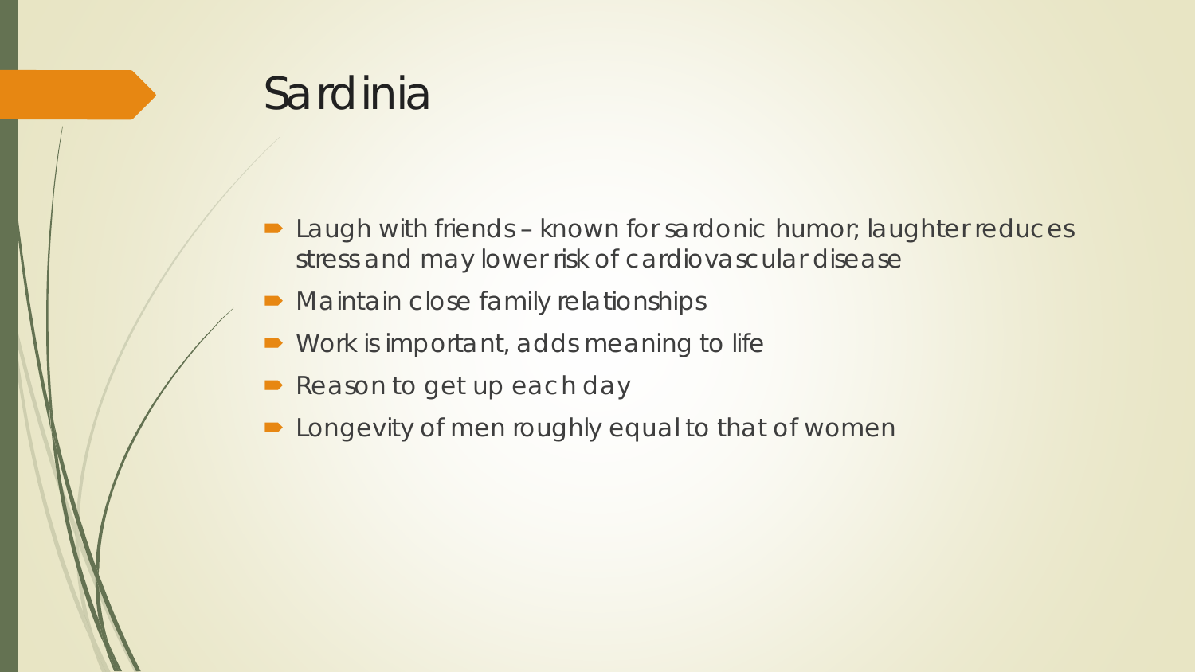# Sardinia

- Laugh with friends – known for sardonic humor; laughter reduces stress and may lower risk of cardiovascular disease
- Maintain close family relationships
- Work is important, adds meaning to life
- Reason to get up each day
- Longevity of men roughly equal to that of women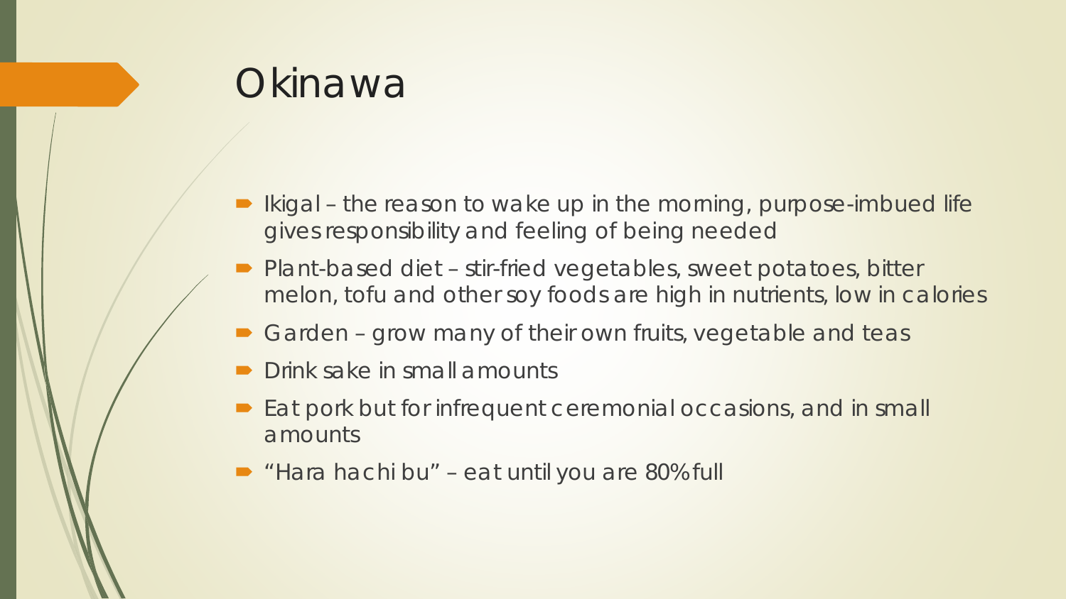# Okinawa

- Ikigai – the reason to wake up in the morning, purpose-imbued life gives responsibility and feeling of being needed
- Plant-based diet – stir-fried vegetables, sweet potatoes, bitter melon, tofu and other soy foods are high in nutrients, low in calories
- Garden – grow many of their own fruits, vegetable and teas
- Drink sake in small amounts
- Eat pork but for infrequent ceremonial occasions, and in small amounts
- "Hara hachi bu" – eat until you are 80% full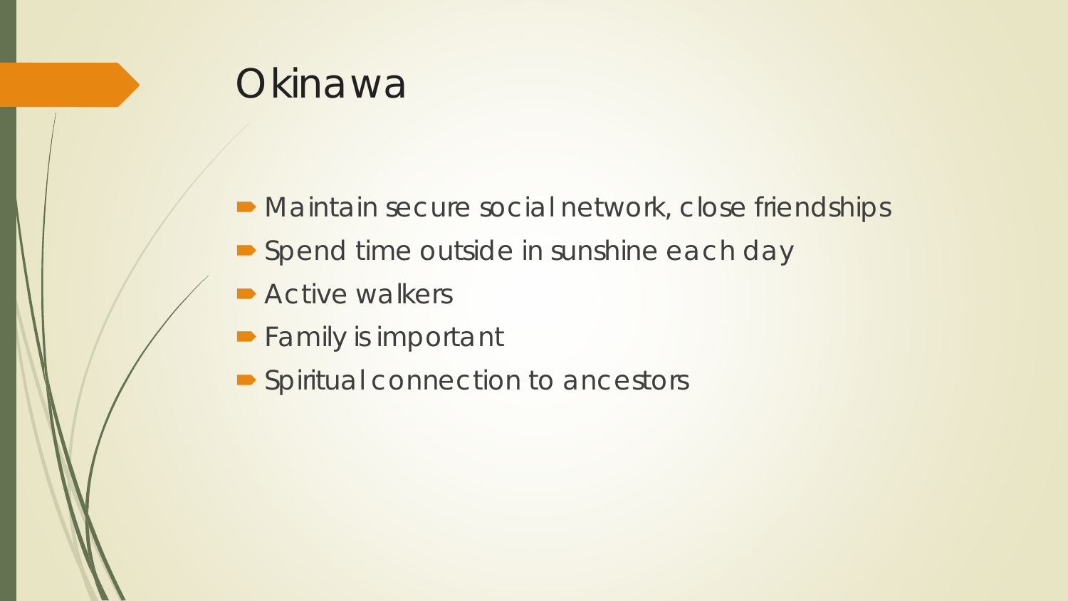# Okinawa

- Maintain secure social network, close friendships
- Spend time outside in sunshine each day
- Active walkers
- Family is important
- Spiritual connection to ancestors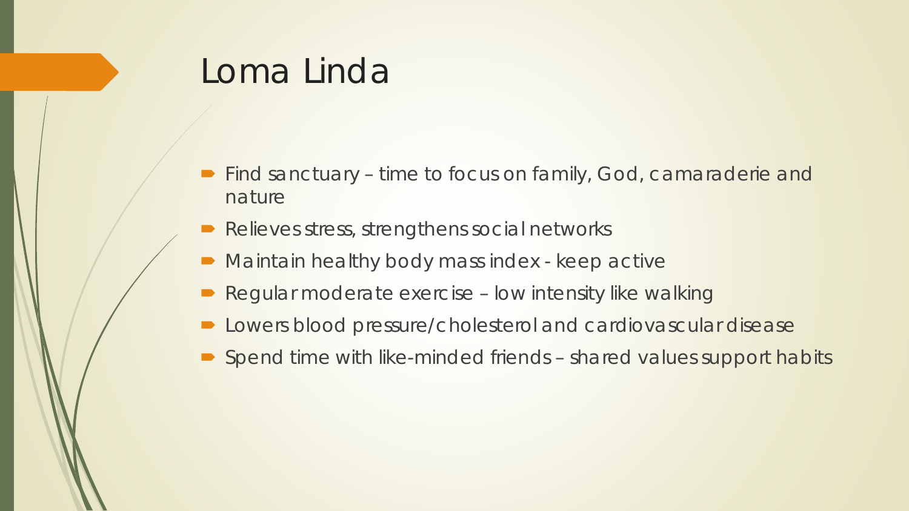# Loma Linda

- Find sanctuary – time to focus on family, God, camaraderie and nature
- Relieves stress, strengthens social networks
- Maintain healthy body mass index - keep active
- Regular moderate exercise – low intensity like walking
- Lowers blood pressure/cholesterol and cardiovascular disease
- Spend time with like-minded friends – shared values support habits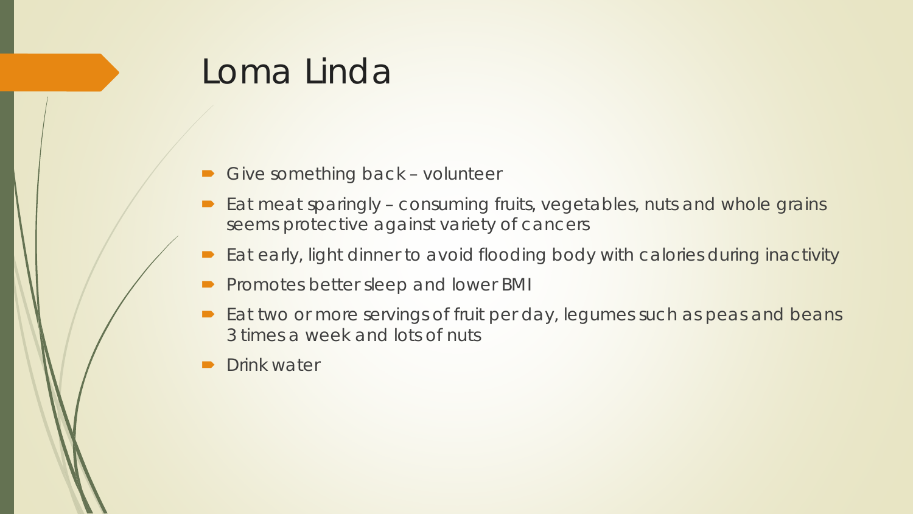# Loma Linda

- Give something back – volunteer
- Eat meat sparingly – consuming fruits, vegetables, nuts and whole grains seems protective against variety of cancers
- Eat early, light dinner to avoid flooding body with calories during inactivity
- Promotes better sleep and lower BMI
- Eat two or more servings of fruit per day, legumes such as peas and beans 3 times a week and lots of nuts
- Drink water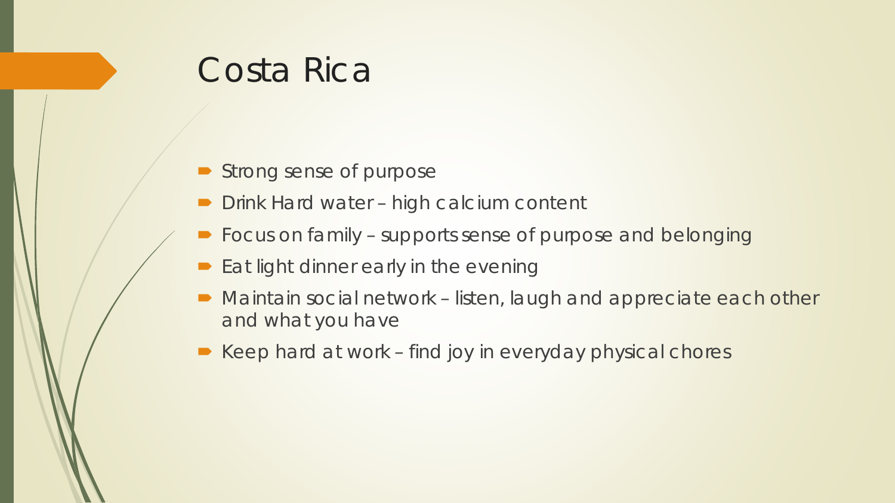# Costa Rica

- Strong sense of purpose
- Drink Hard water – high calcium content
- Focus on family – supports sense of purpose and belonging
- Eat light dinner early in the evening
- Maintain social network – listen, laugh and appreciate each other and what you have
- Keep hard at work – find joy in everyday physical chores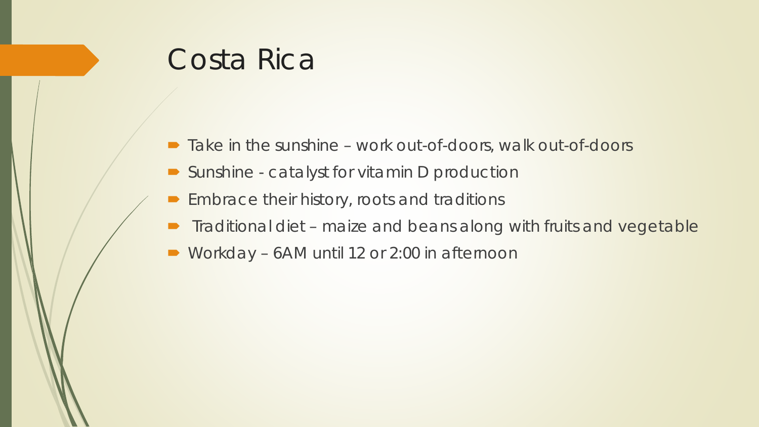# Costa Rica

- Take in the sunshine – work out-of-doors, walk out-of-doors
- Sunshine - catalyst for vitamin D production
- Embrace their history, roots and traditions
- Traditional diet – maize and beans along with fruits and vegetable
- Workday – 6AM until 12 or 2:00 in afternoon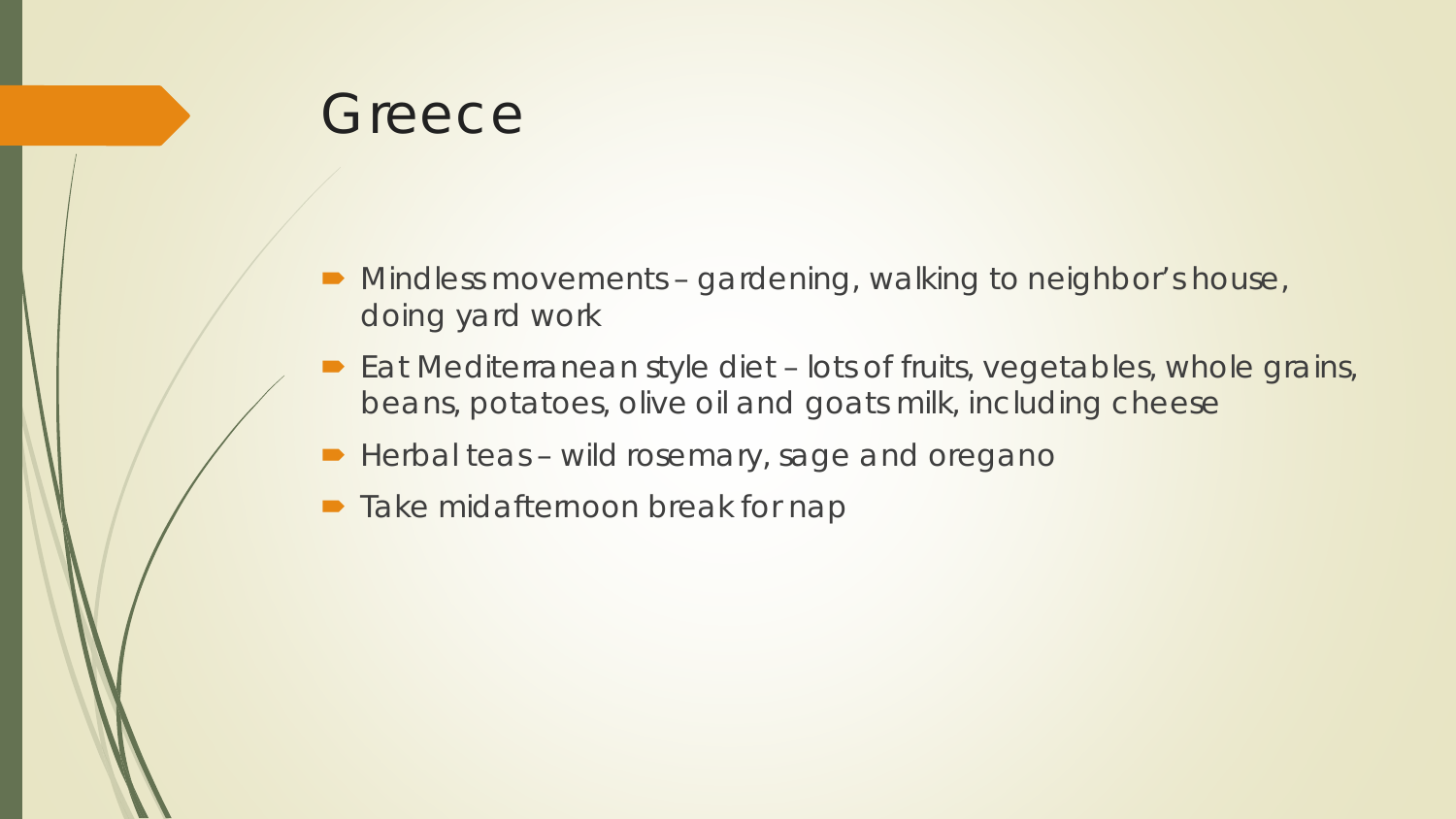# Greece

- Mindless movements – gardening, walking to neighbor's house, doing yard work
- Eat Mediterranean style diet – lots of fruits, vegetables, whole grains, beans, potatoes, olive oil and goats milk, including cheese
- Herbal teas – wild rosemary, sage and oregano
- Take midafternoon break for nap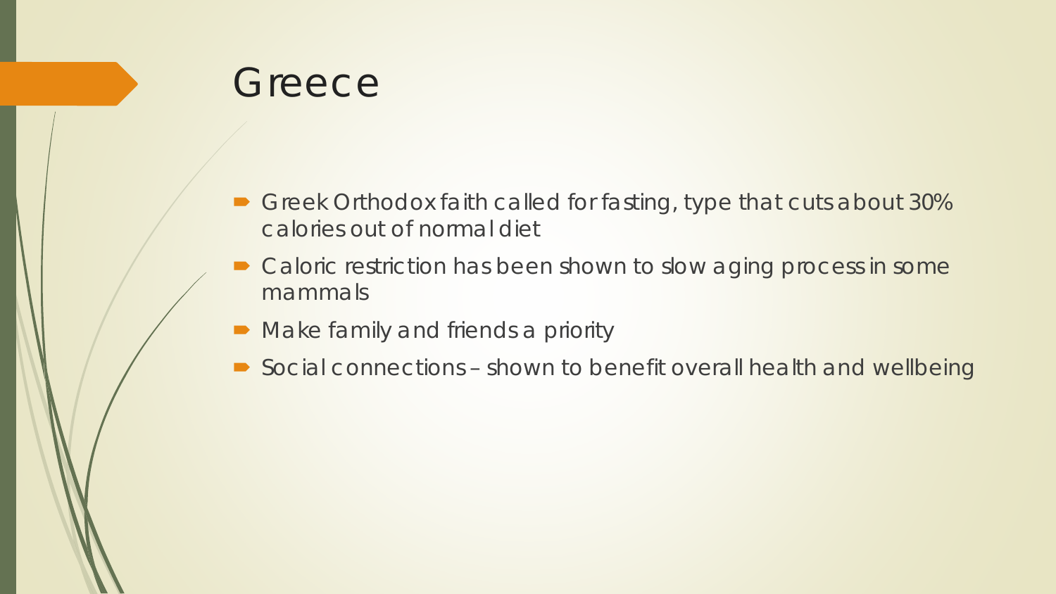# Greece

- Greek Orthodox faith called for fasting, type that cuts about 30% calories out of normal diet
- Caloric restriction has been shown to slow aging process in some mammals
- Make family and friends a priority
- Social connections – shown to benefit overall health and wellbeing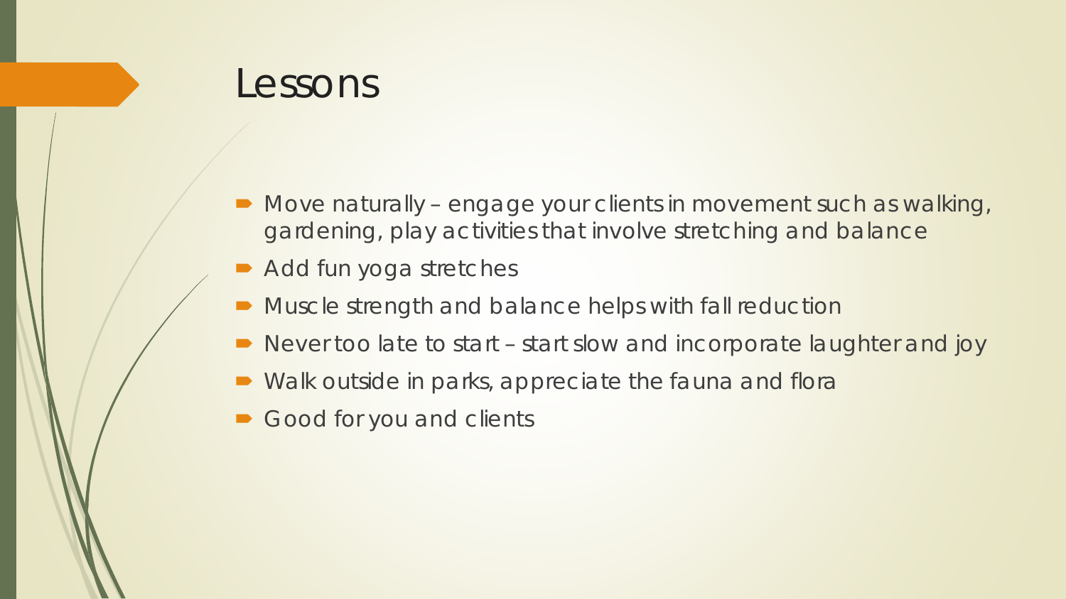# Lessons

- Move naturally – engage your clients in movement such as walking, gardening, play activities that involve stretching and balance
- Add fun yoga stretches
- Muscle strength and balance helps with fall reduction
- Never too late to start – start slow and incorporate laughter and joy
- Walk outside in parks, appreciate the fauna and flora
- Good for you and clients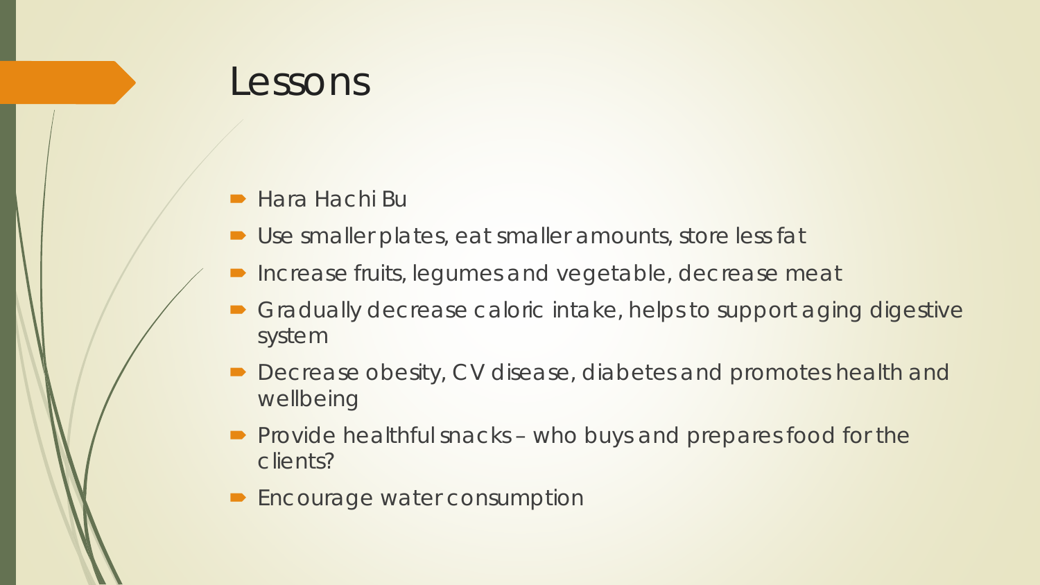# Lessons

- Hara Hachi Bu
- Use smaller plates, eat smaller amounts, store less fat
- Increase fruits, legumes and vegetable, decrease meat
- Gradually decrease caloric intake, helps to support aging digestive system
- Decrease obesity, CV disease, diabetes and promotes health and wellbeing
- Provide healthful snacks – who buys and prepares food for the clients?
- Encourage water consumption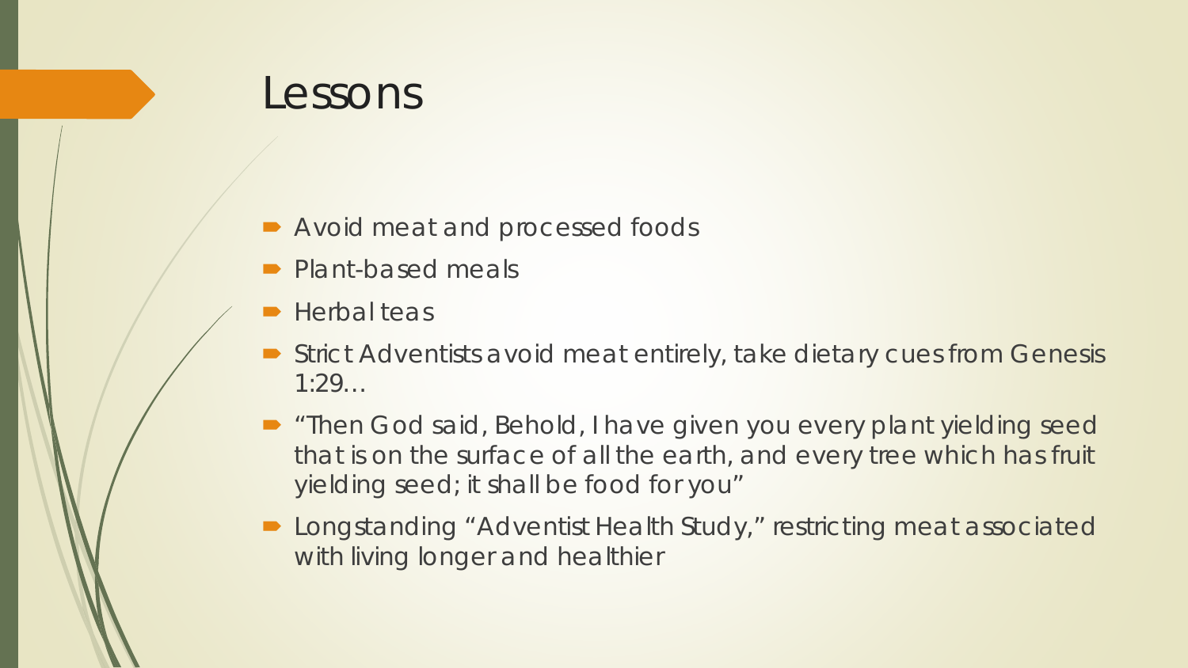# Lessons

- Avoid meat and processed foods
- Plant-based meals
- Herbal teas
- Strict Adventists avoid meat entirely, take dietary cues from Genesis 1:29…
- “Then God said, Behold, I have given you every plant yielding seed that is on the surface of all the earth, and every tree which has fruit yielding seed; it shall be food for you”
- Longstanding “Adventist Health Study,” restricting meat associated with living longer and healthier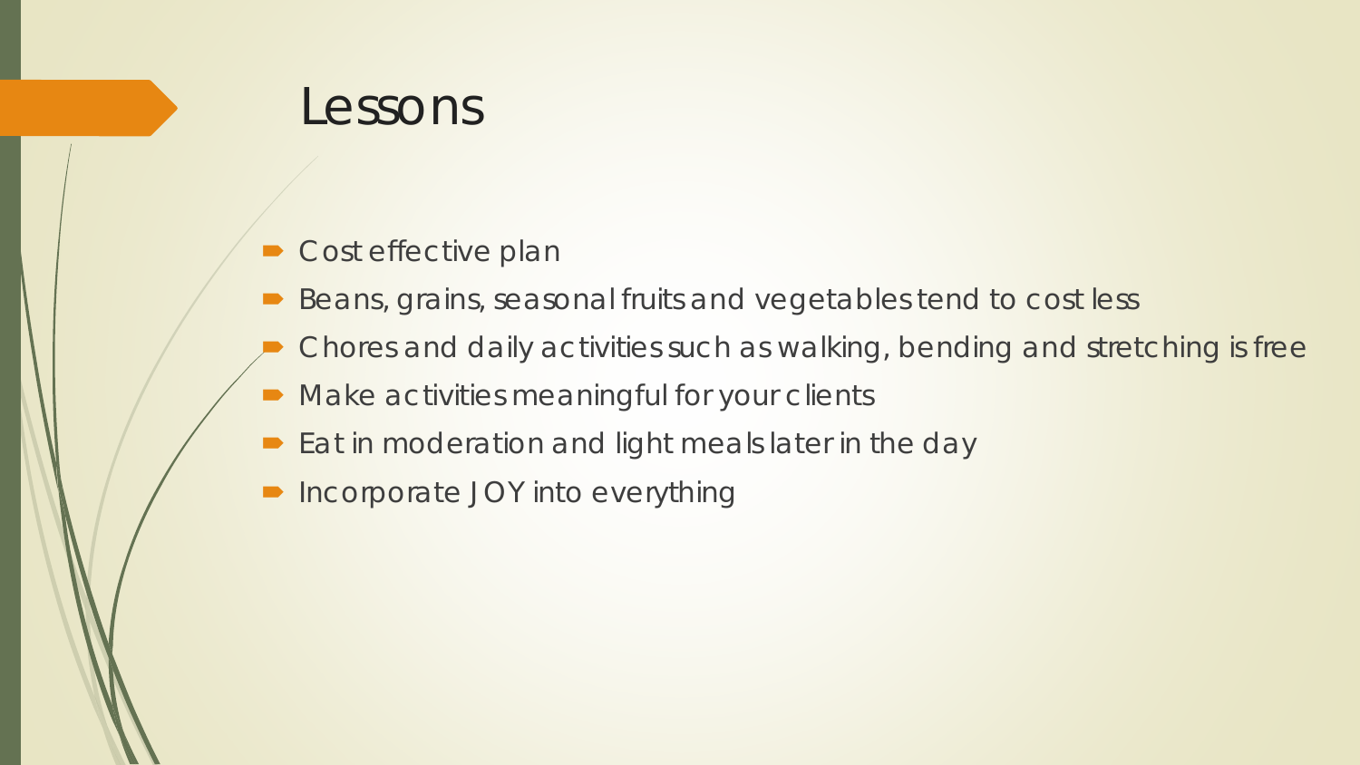# Lessons

- Cost effective plan
- Beans, grains, seasonal fruits and vegetables tend to cost less
- Chores and daily activities such as walking, bending and stretching is free
- Make activities meaningful for your clients
- Eat in moderation and light meals later in the day
- Incorporate JOY into everything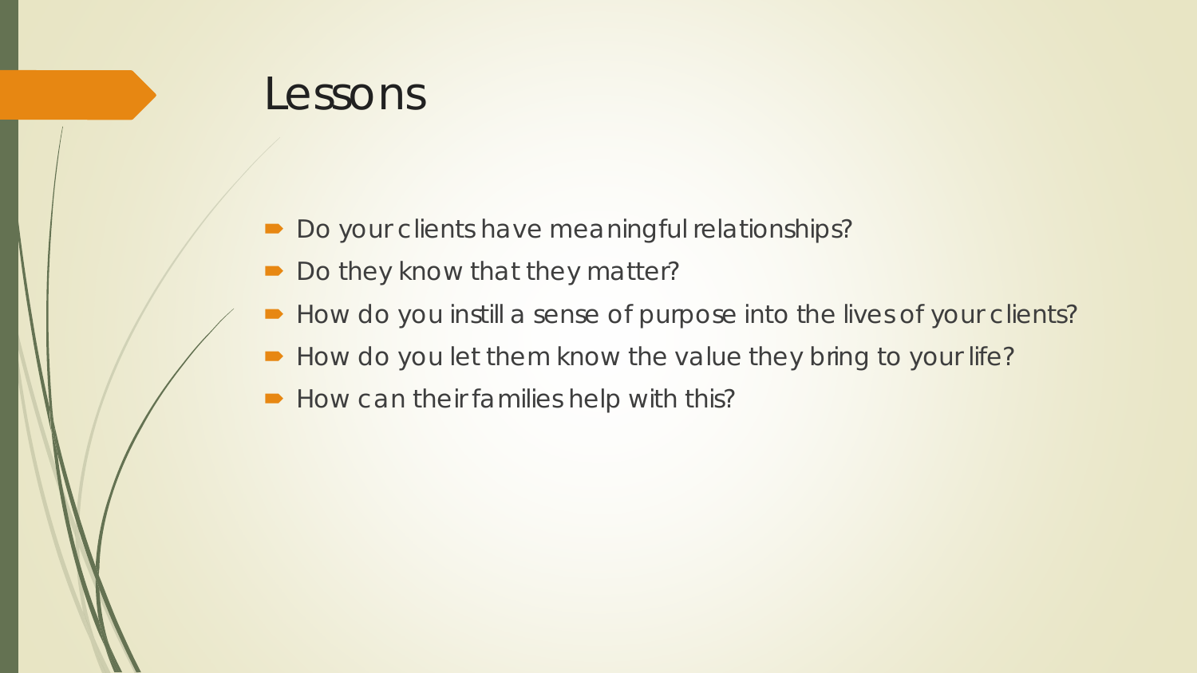# Lessons

- Do your clients have meaningful relationships?
- Do they know that they matter?
- How do you instill a sense of purpose into the lives of your clients?
- How do you let them know the value they bring to your life?
- How can their families help with this?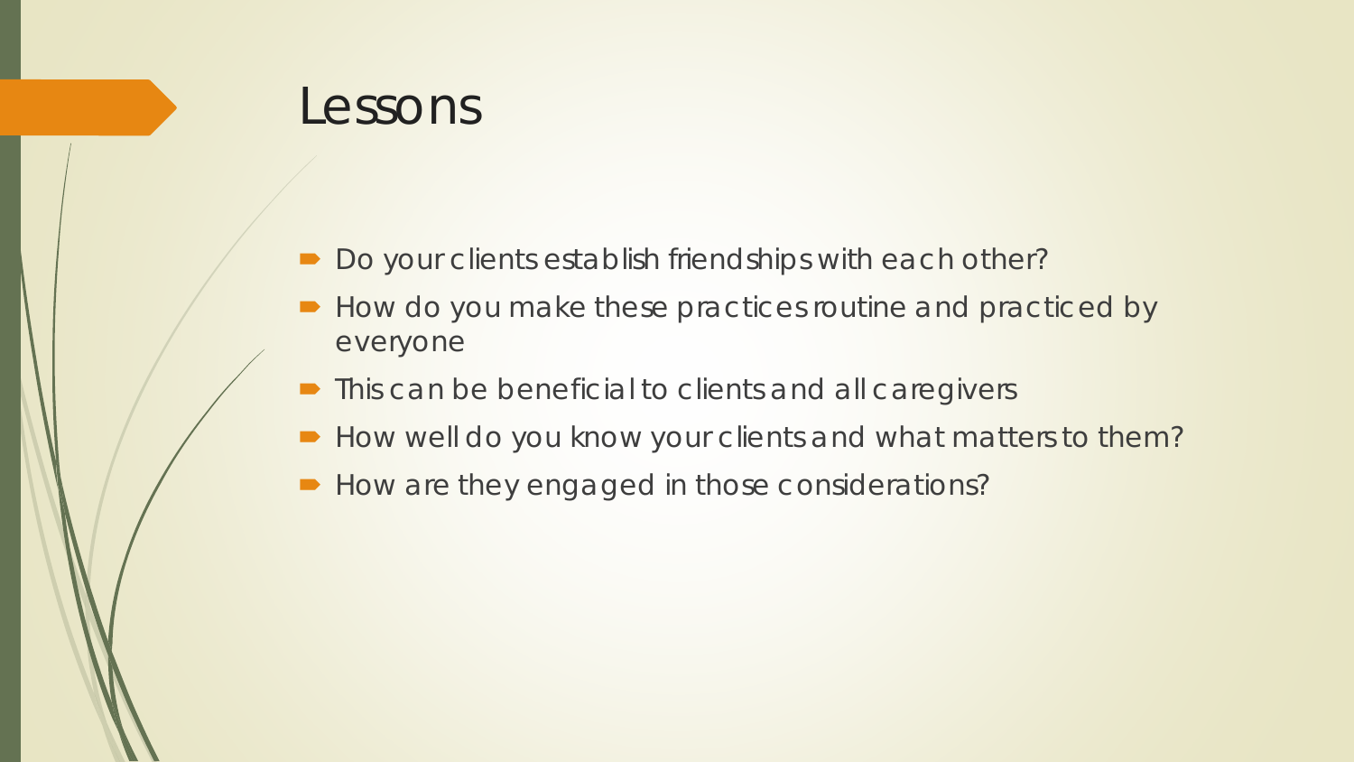# Lessons

- Do your clients establish friendships with each other?
- How do you make these practices routine and practiced by everyone
- This can be beneficial to clients and all caregivers
- How well do you know your clients and what matters to them?
- How are they engaged in those considerations?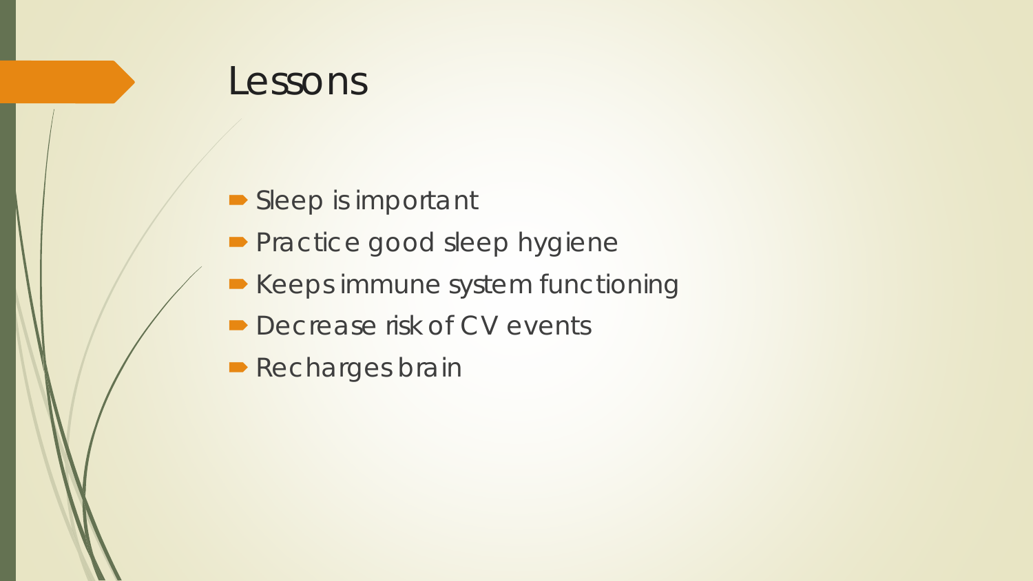# Lessons

- Sleep is important
- Practice good sleep hygiene
- Keeps immune system functioning
- Decrease risk of CV events
- Recharges brain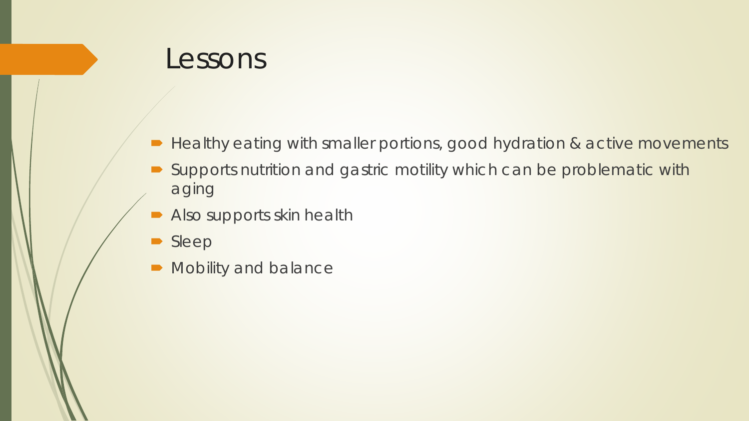# Lessons

- Healthy eating with smaller portions, good hydration & active movements
- Supports nutrition and gastric motility which can be problematic with aging
- Also supports skin health
- Sleep
- Mobility and balance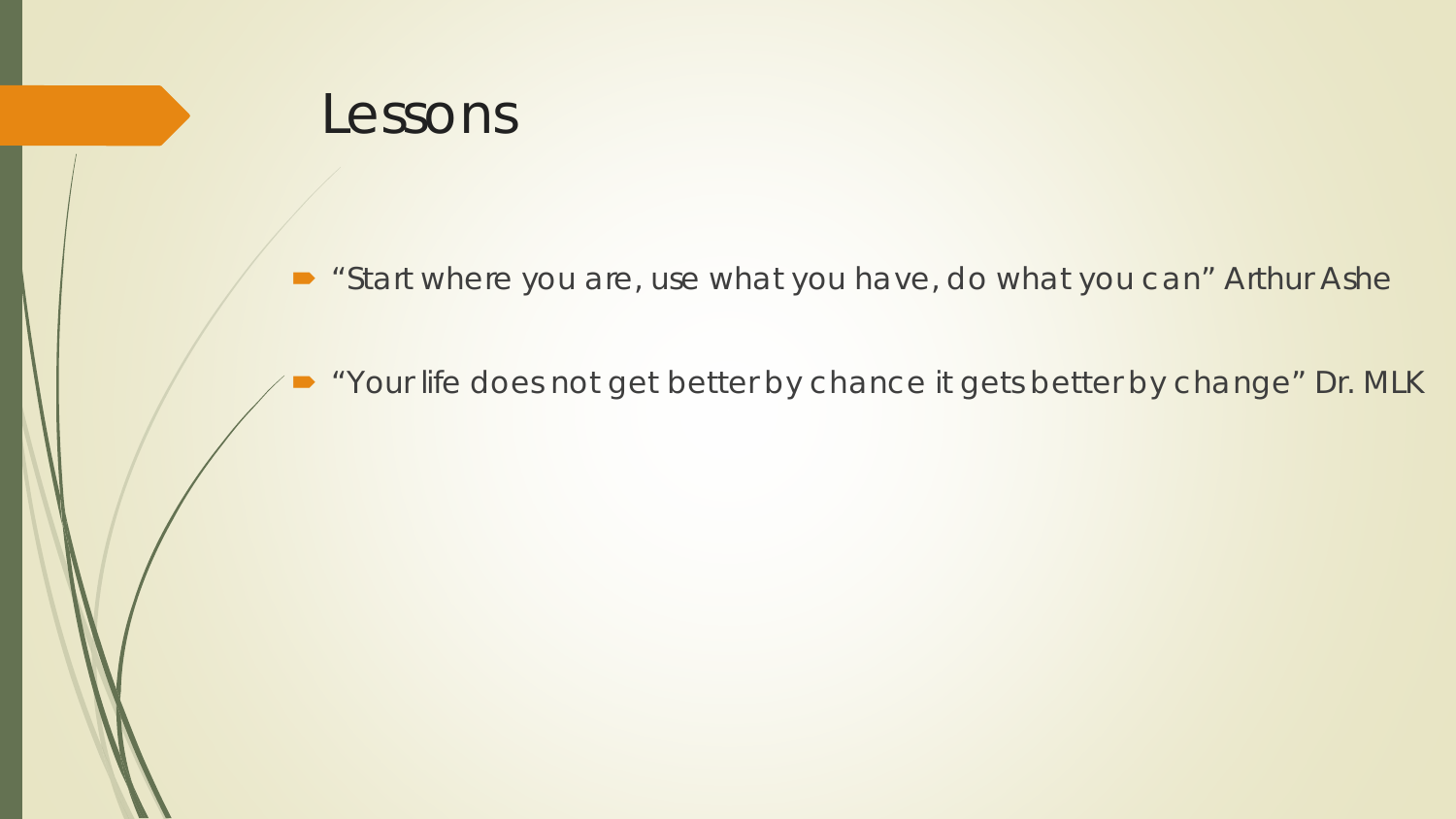# Lessons

- "Start where you are, use what you have, do what you can" Arthur Ashe
- "Your life does not get better by chance it gets better by change" Dr. MLK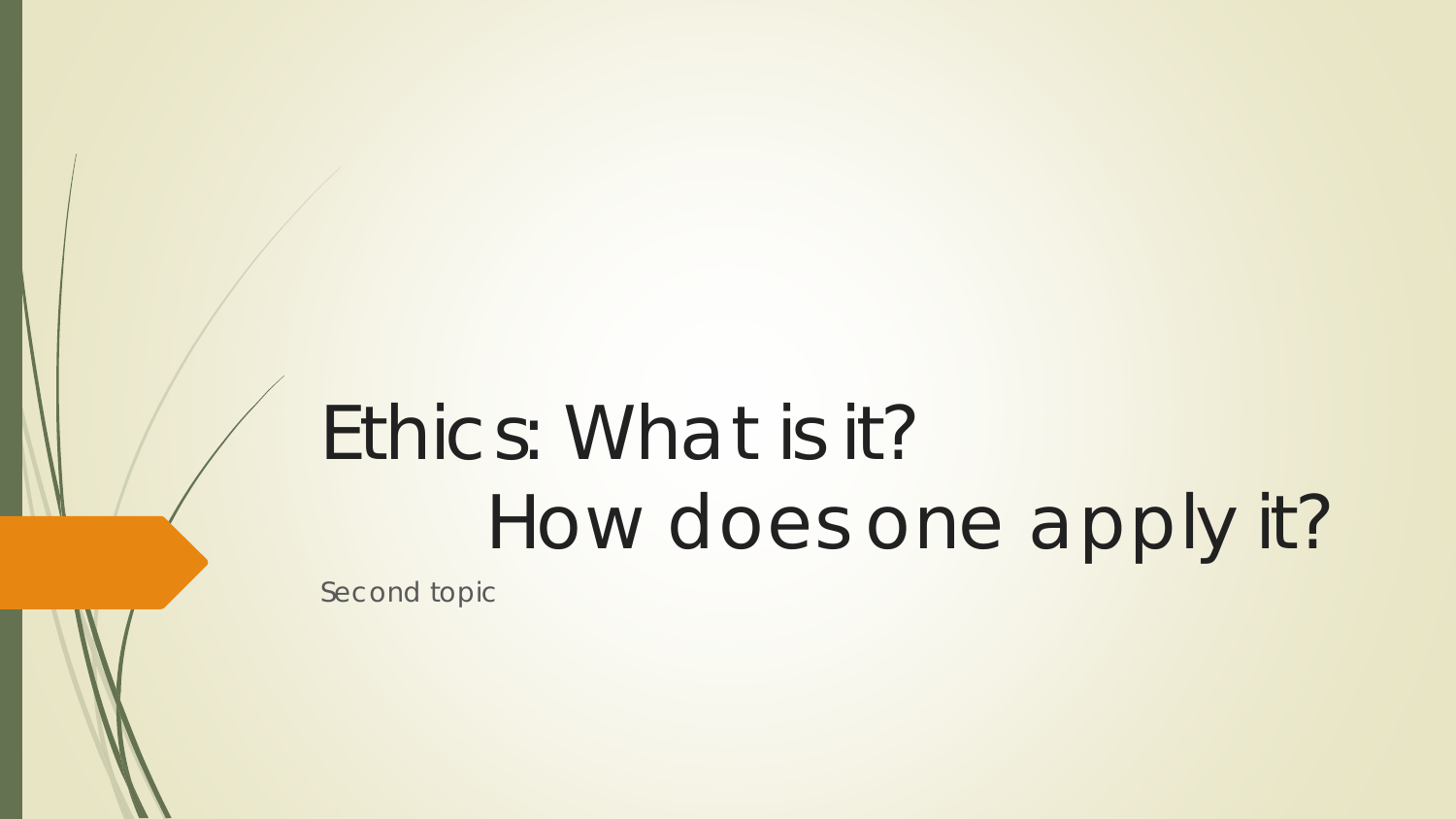# Ethics: What is it? How does one apply it?

Second topic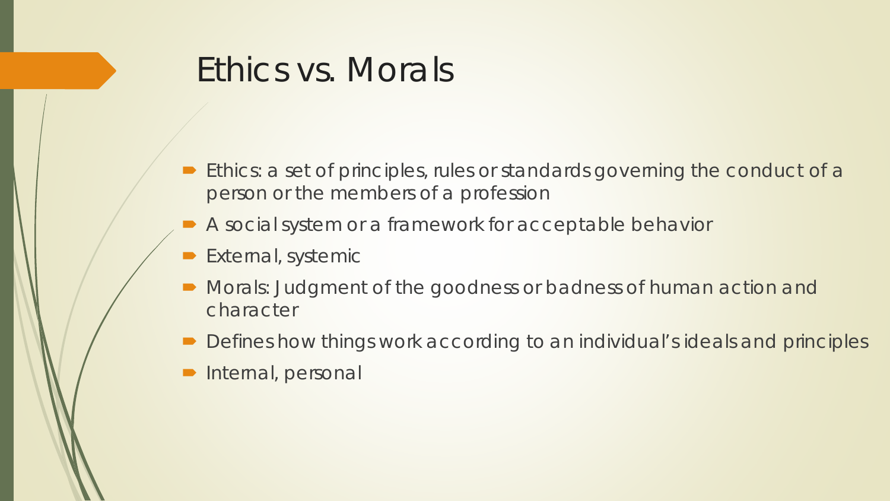# Ethics vs. Morals

- Ethics: a set of principles, rules or standards governing the conduct of a person or the members of a profession
- A social system or a framework for acceptable behavior
- External, systemic
- Morals: Judgment of the goodness or badness of human action and character
- Defines how things work according to an individual's ideals and principles
- Internal, personal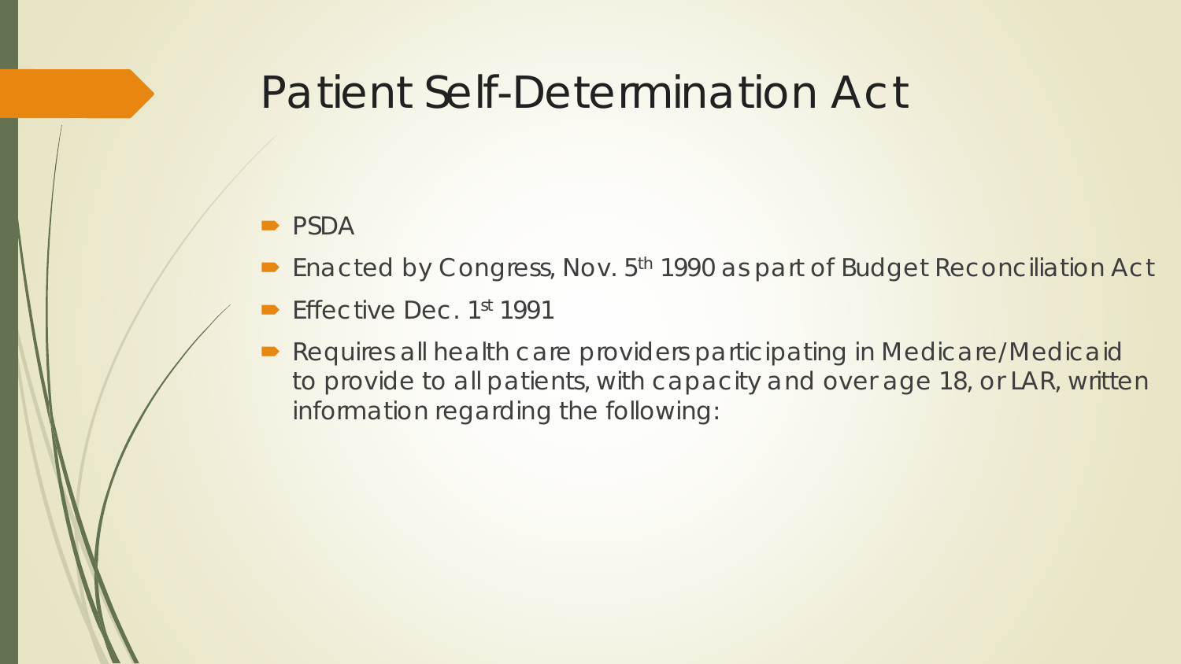# Patient Self-Determination Act

- PSDA
- Enacted by Congress, Nov. 5th 1990 as part of Budget Reconciliation Act
- Effective Dec. 1st 1991
- Requires all health care providers participating in Medicare/Medicaid to provide to all patients, with capacity and over age 18, or LAR, written information regarding the following: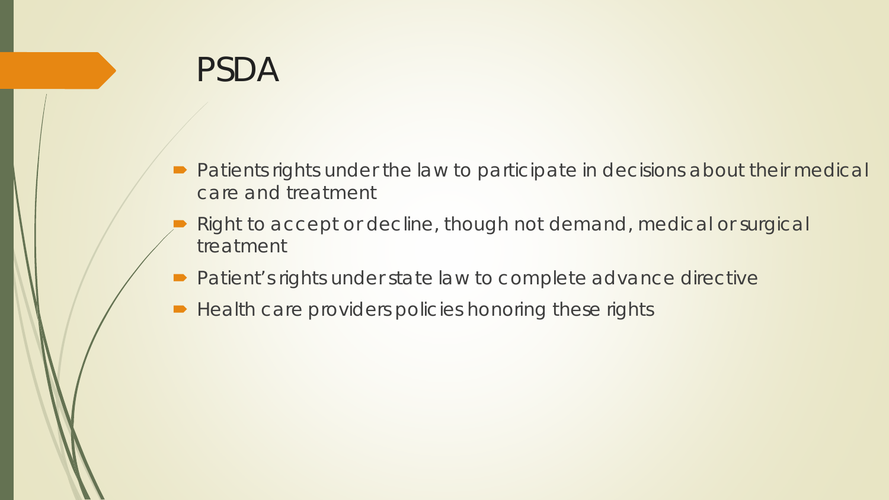# PSDA

- Patients rights under the law to participate in decisions about their medical care and treatment
- Right to accept or decline, though not demand, medical or surgical treatment
- Patient's rights under state law to complete advance directive
- Health care providers policies honoring these rights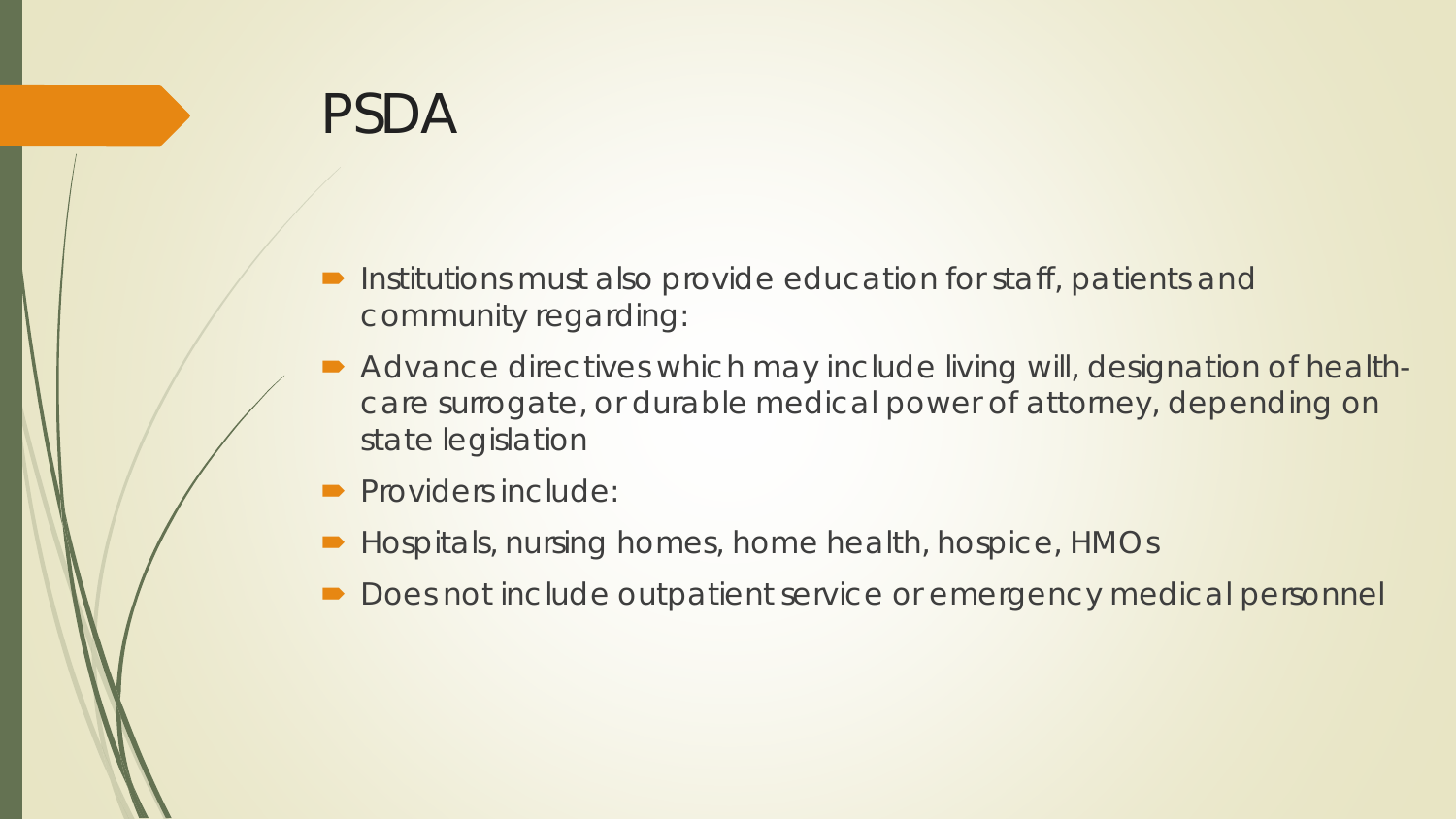# PSDA

- Institutions must also provide education for staff, patients and community regarding:
- Advance directives which may include living will, designation of health-care surrogate, or durable medical power of attorney, depending on state legislation
- Providers include:
- Hospitals, nursing homes, home health, hospice, HMOs
- Does not include outpatient service or emergency medical personnel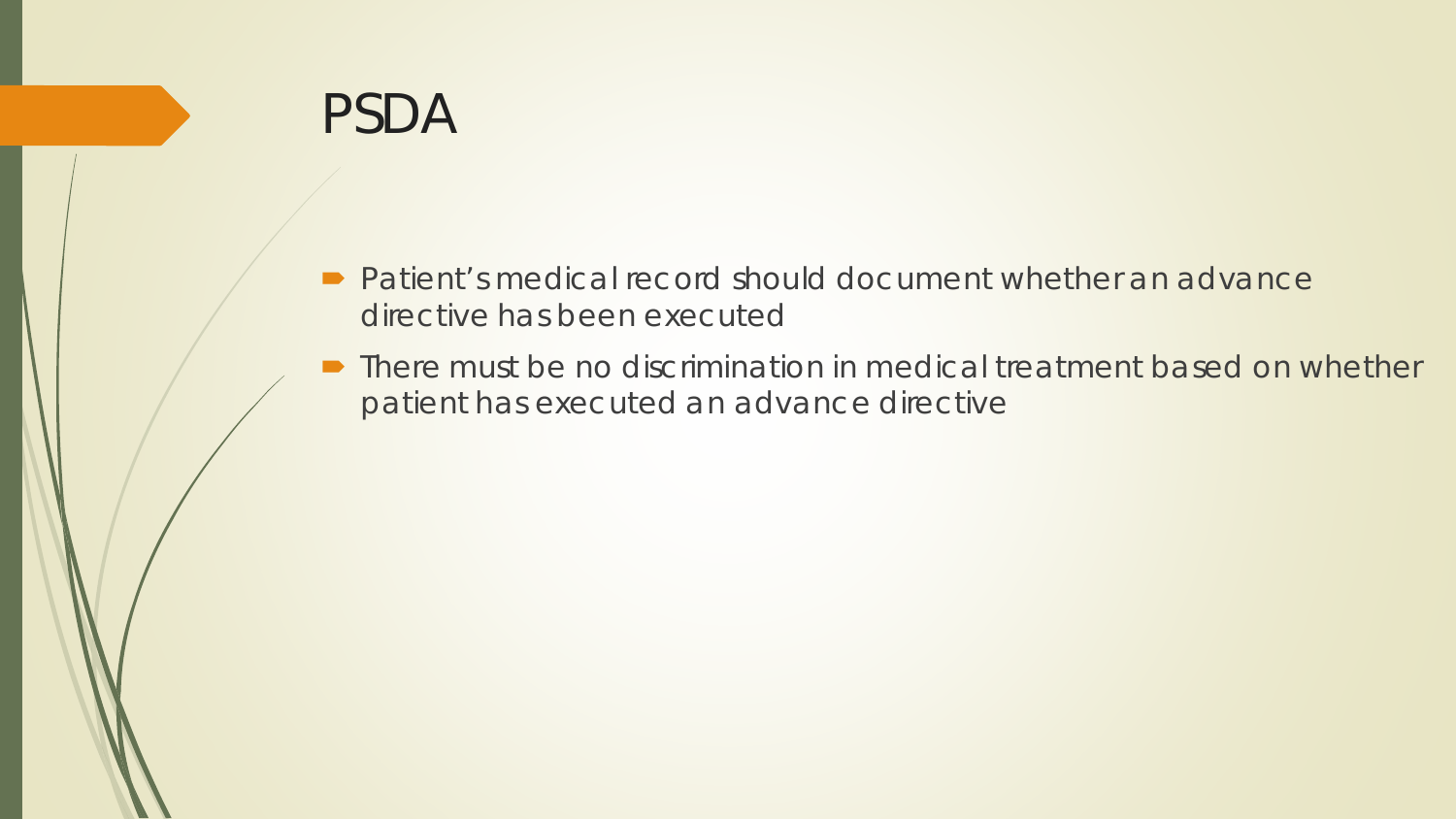# PSDA

- Patient's medical record should document whether an advance directive has been executed
- There must be no discrimination in medical treatment based on whether patient has executed an advance directive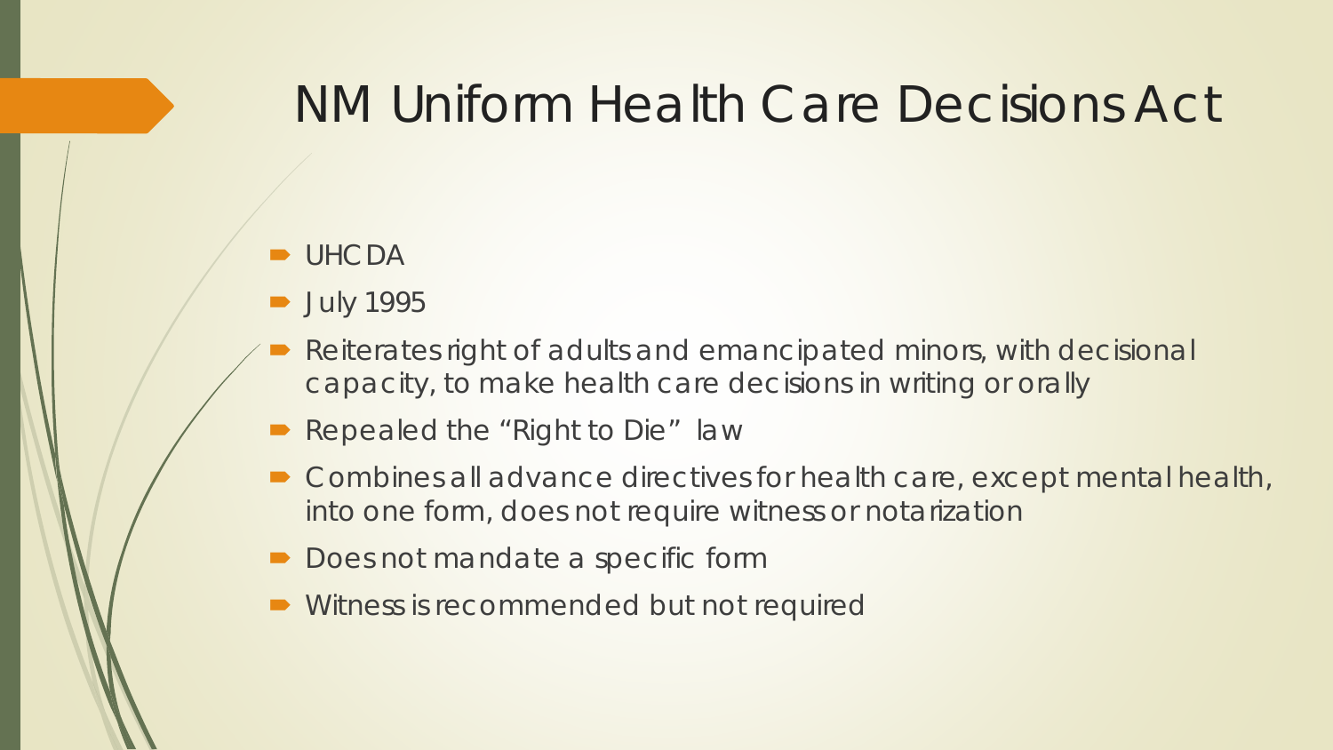# NM Uniform Health Care Decisions Act

- UHCDA
- July 1995
- Reiterates right of adults and emancipated minors, with decisional capacity, to make health care decisions in writing or orally
- Repealed the "Right to Die" law
- Combines all advance directives for health care, except mental health, into one form, does not require witness or notarization
- Does not mandate a specific form
- Witness is recommended but not required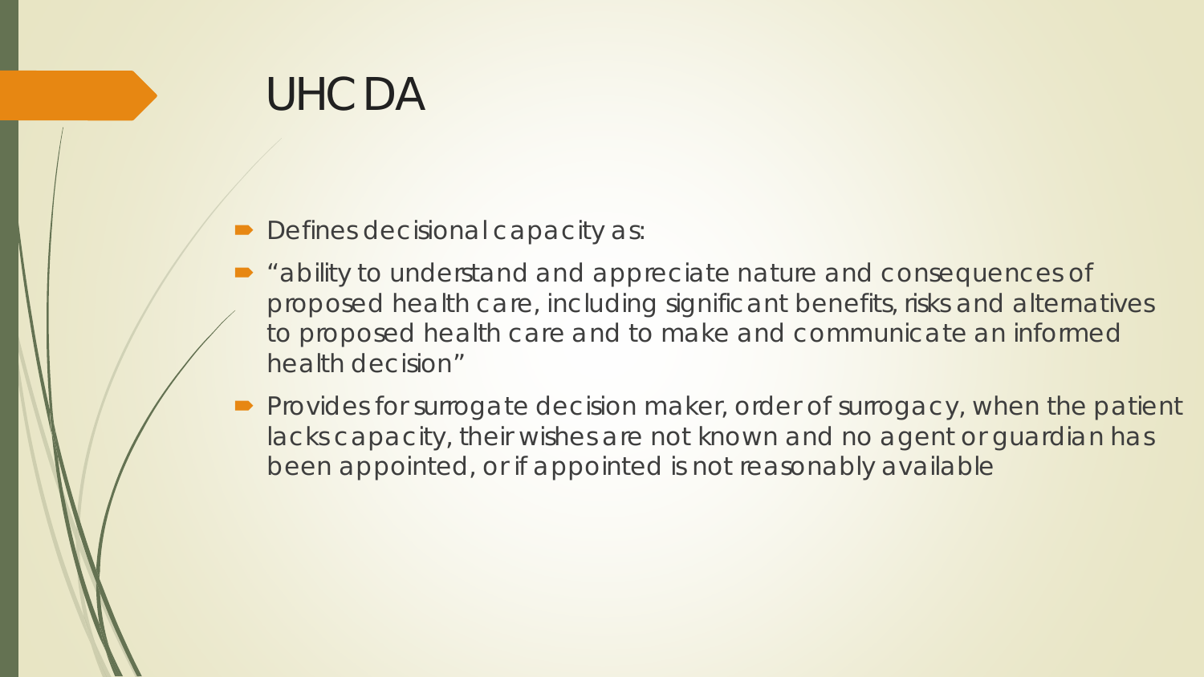# UHCDA

- Defines decisional capacity as:
- "ability to understand and appreciate nature and consequences of proposed health care, including significant benefits, risks and alternatives to proposed health care and to make and communicate an informed health decision"
- Provides for surrogate decision maker, order of surrogacy, when the patient lacks capacity, their wishes are not known and no agent or guardian has been appointed, or if appointed is not reasonably available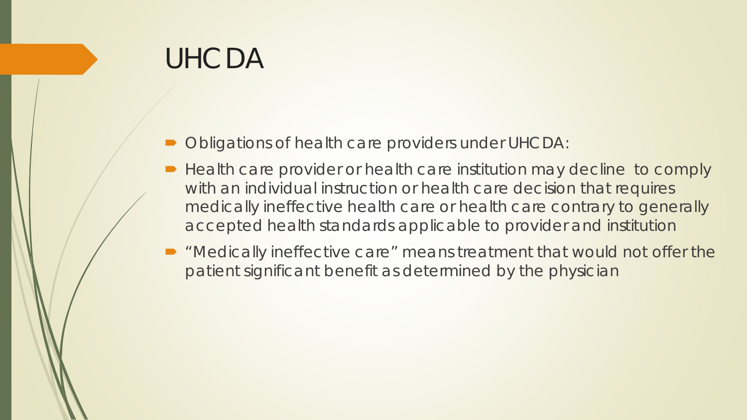# UHCDA

- Obligations of health care providers under UHCDA:
- Health care provider or health care institution may decline to comply with an individual instruction or health care decision that requires medically ineffective health care or health care contrary to generally accepted health standards applicable to provider and institution
- "Medically ineffective care" means treatment that would not offer the patient significant benefit as determined by the physician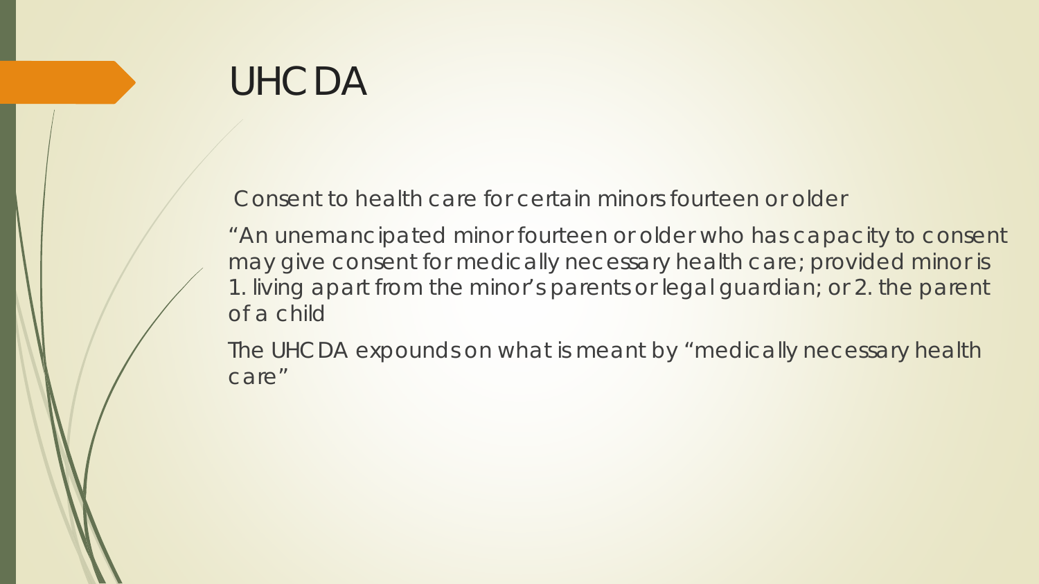# UHCDA

Consent to health care for certain minors fourteen or older

"An unemancipated minor fourteen or older who has capacity to consent may give consent for medically necessary health care; provided minor is 1. living apart from the minor's parents or legal guardian; or 2. the parent of a child

The UHCDA expounds on what is meant by "medically necessary health care"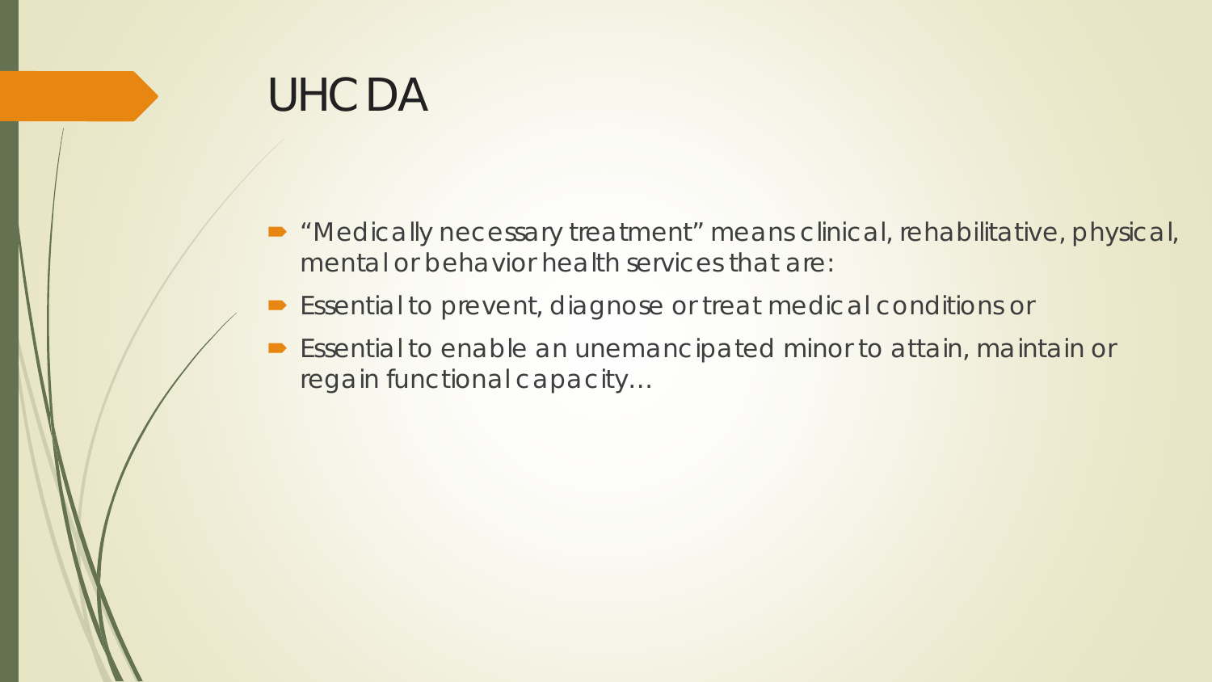# UHCDA

- "Medically necessary treatment" means clinical, rehabilitative, physical, mental or behavior health services that are:
- Essential to prevent, diagnose or treat medical conditions or
- Essential to enable an unemancipated minor to attain, maintain or regain functional capacity…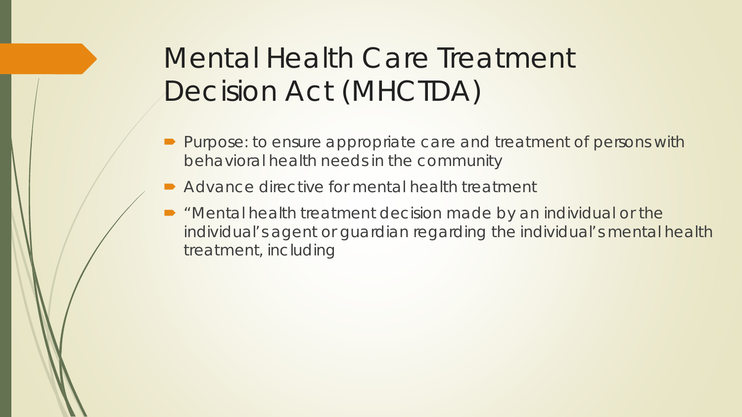# Mental Health Care Treatment Decision Act (MHCTDA)

- Purpose: to ensure appropriate care and treatment of persons with behavioral health needs in the community
- Advance directive for mental health treatment
- "Mental health treatment decision made by an individual or the individual's agent or guardian regarding the individual's mental health treatment, including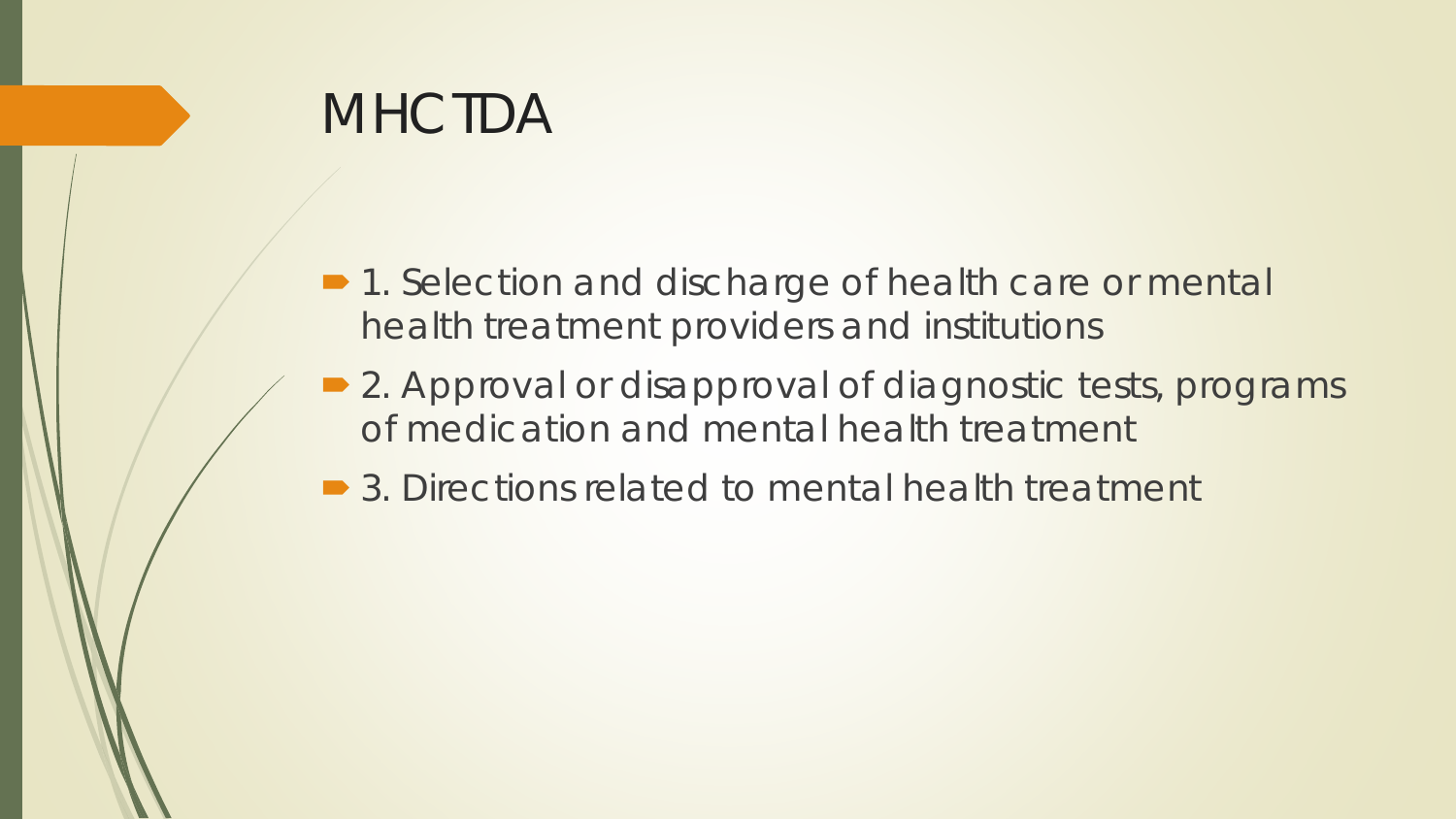# MHCTDA

- 1. Selection and discharge of health care or mental health treatment providers and institutions
- 2. Approval or disapproval of diagnostic tests, programs of medication and mental health treatment
- 3. Directions related to mental health treatment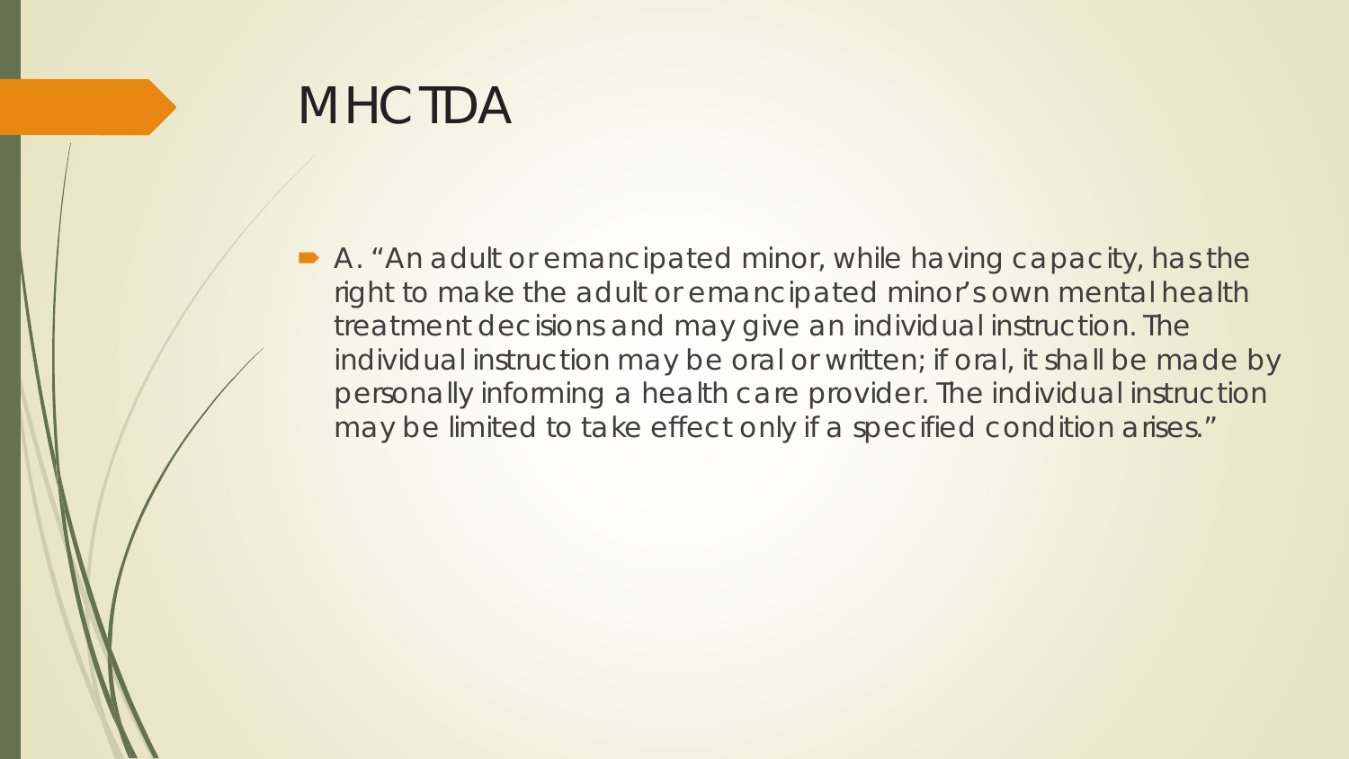# MHCTDA

- A. "An adult or emancipated minor, while having capacity, has the right to make the adult or emancipated minor's own mental health treatment decisions and may give an individual instruction. The individual instruction may be oral or written; if oral, it shall be made by personally informing a health care provider. The individual instruction may be limited to take effect only if a specified condition arises."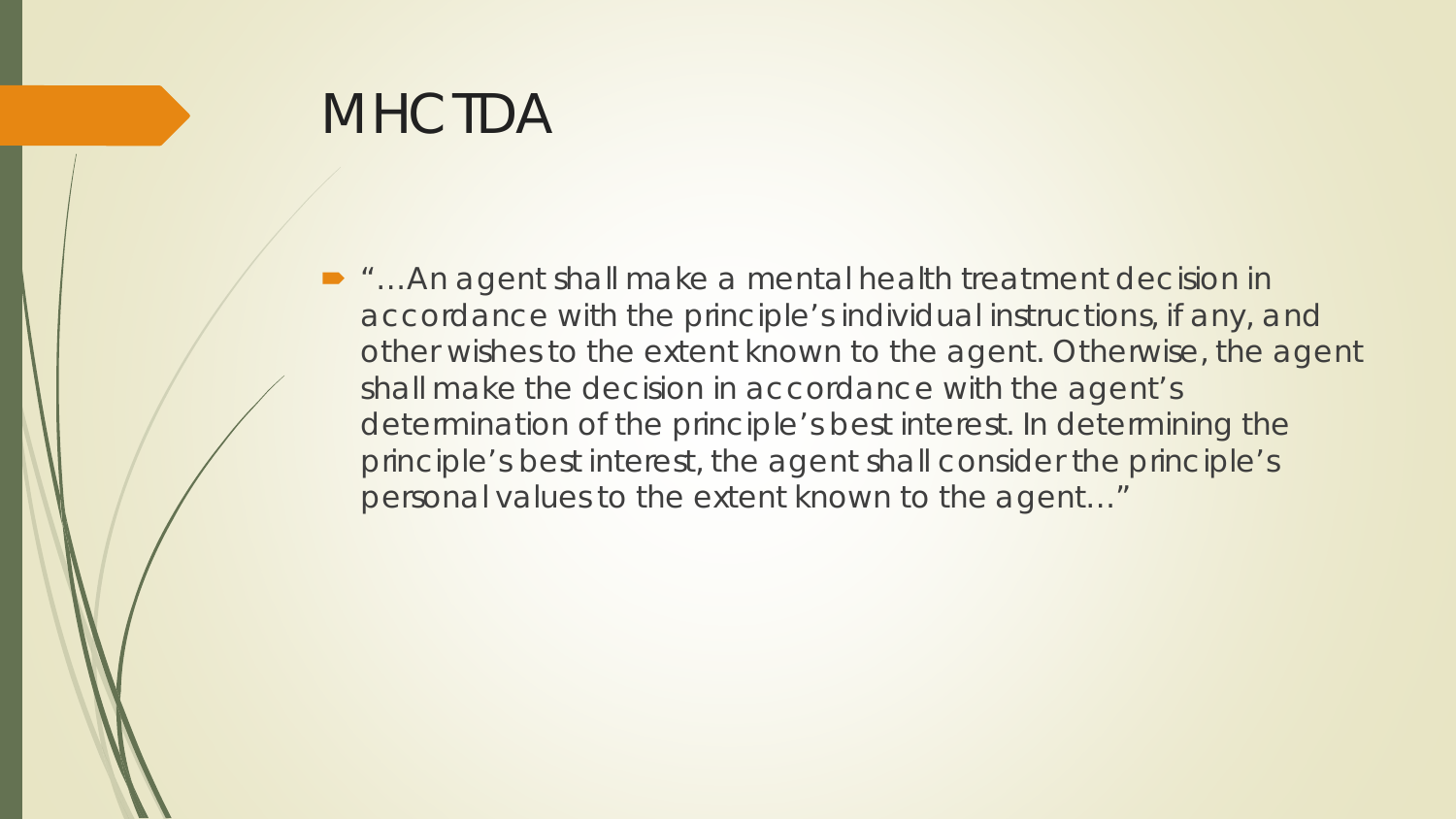# MHCTDA

- "…An agent shall make a mental health treatment decision in accordance with the principle's individual instructions, if any, and other wishes to the extent known to the agent. Otherwise, the agent shall make the decision in accordance with the agent's determination of the principle's best interest. In determining the principle's best interest, the agent shall consider the principle's personal values to the extent known to the agent…"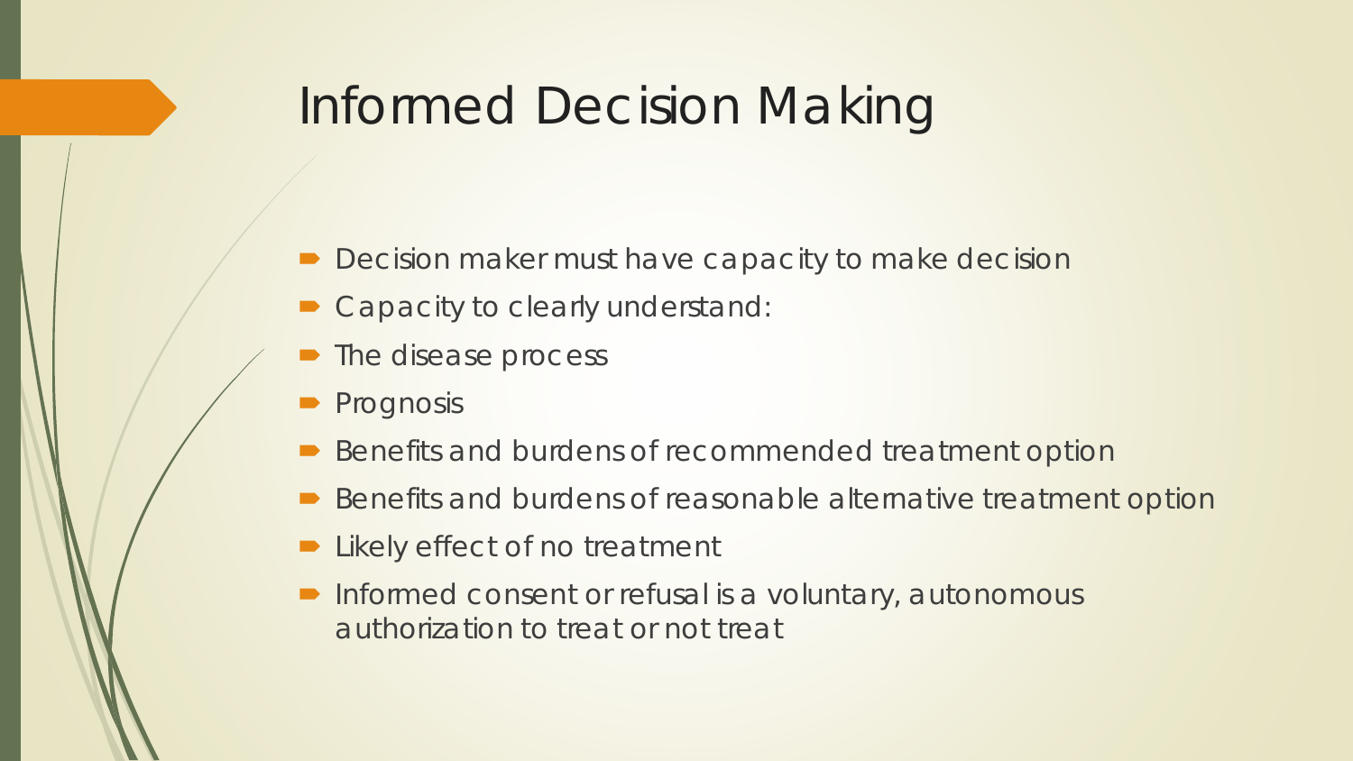# Informed Decision Making

- Decision maker must have capacity to make decision
- Capacity to clearly understand:
- The disease process
- Prognosis
- Benefits and burdens of recommended treatment option
- Benefits and burdens of reasonable alternative treatment option
- Likely effect of no treatment
- Informed consent or refusal is a voluntary, autonomous authorization to treat or not treat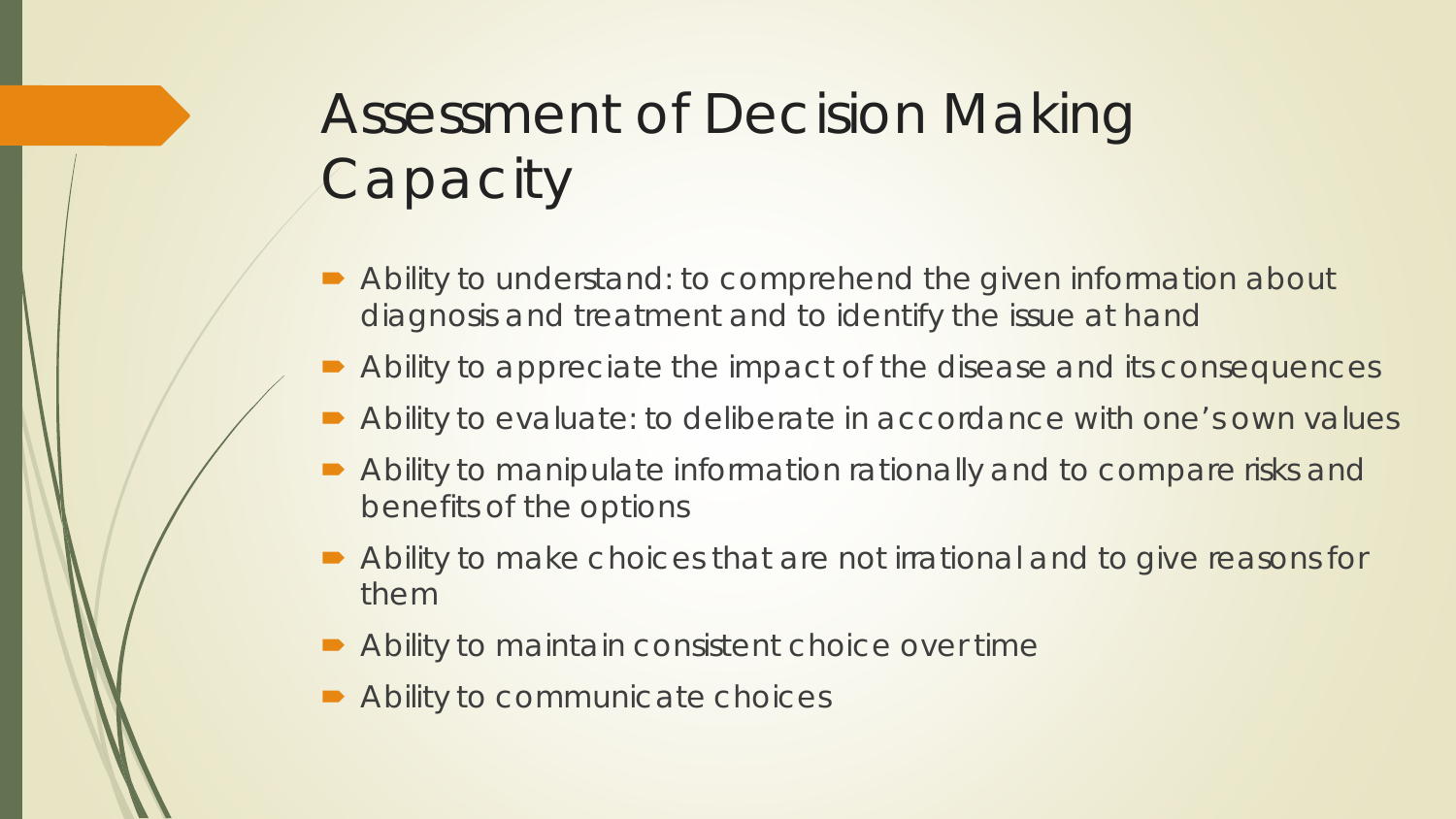# Assessment of Decision Making Capacity

- Ability to understand: to comprehend the given information about diagnosis and treatment and to identify the issue at hand
- Ability to appreciate the impact of the disease and its consequences
- Ability to evaluate: to deliberate in accordance with one's own values
- Ability to manipulate information rationally and to compare risks and benefits of the options
- Ability to make choices that are not irrational and to give reasons for them
- Ability to maintain consistent choice over time
- Ability to communicate choices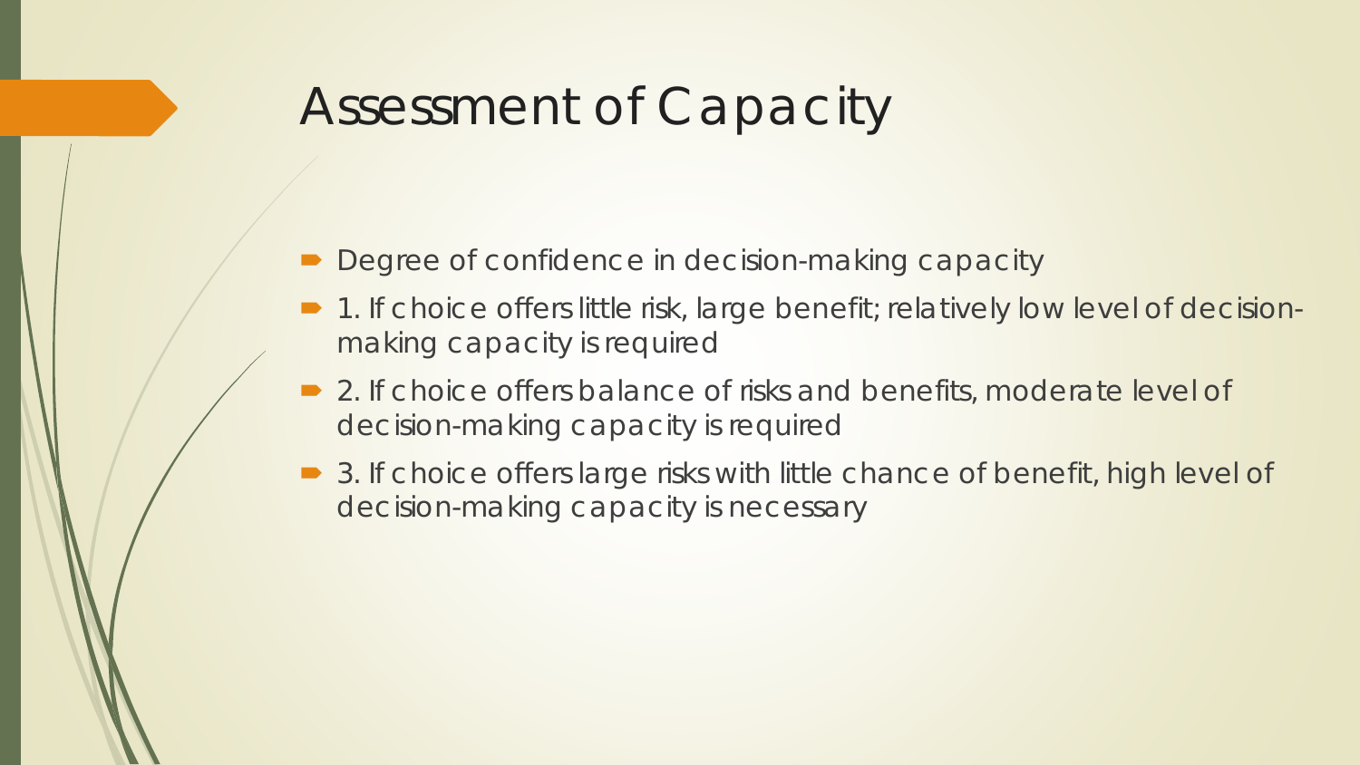# Assessment of Capacity

- Degree of confidence in decision-making capacity
- 1. If choice offers little risk, large benefit; relatively low level of decision-making capacity is required
- 2. If choice offers balance of risks and benefits, moderate level of decision-making capacity is required
- 3. If choice offers large risks with little chance of benefit, high level of decision-making capacity is necessary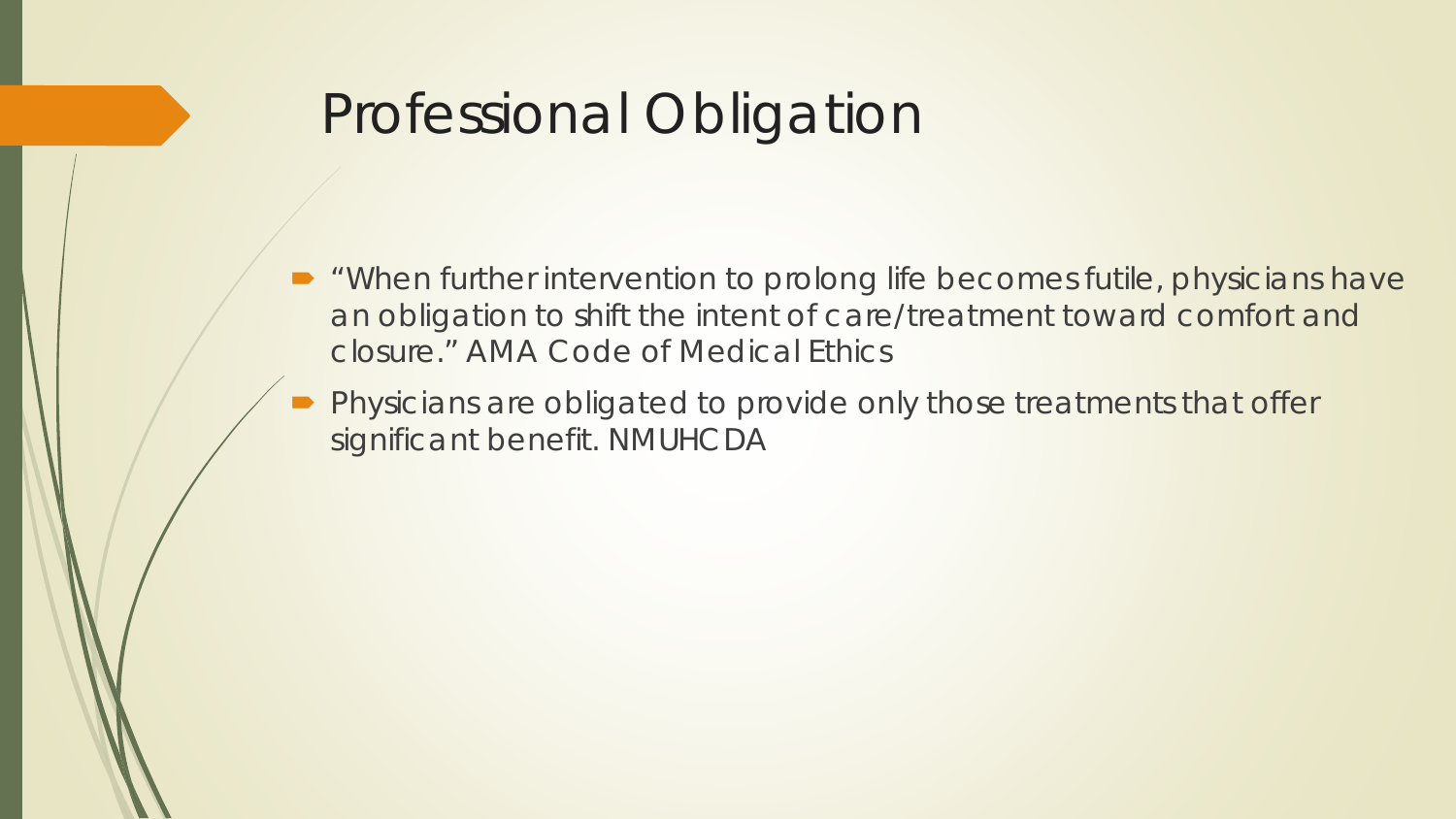# Professional Obligation

- "When further intervention to prolong life becomes futile, physicians have an obligation to shift the intent of care/treatment toward comfort and closure." AMA Code of Medical Ethics
- Physicians are obligated to provide only those treatments that offer significant benefit. NMUHCDA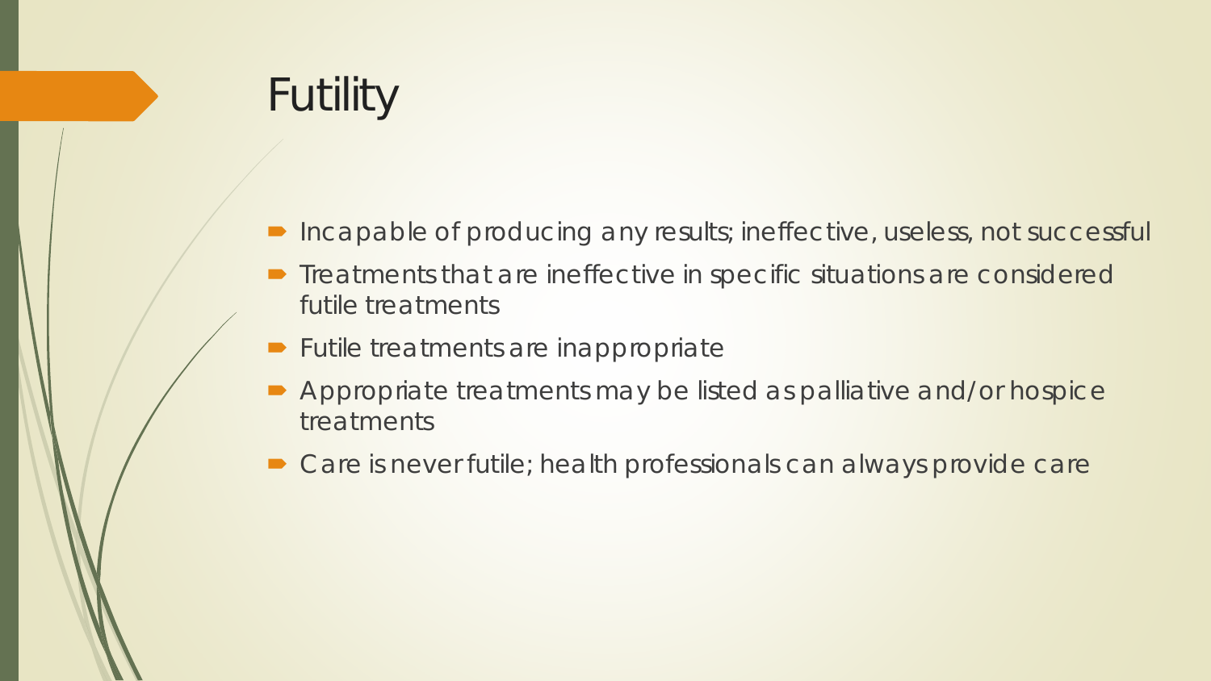# Futility

- Incapable of producing any results; ineffective, useless, not successful
- Treatments that are ineffective in specific situations are considered futile treatments
- Futile treatments are inappropriate
- Appropriate treatments may be listed as palliative and/or hospice treatments
- Care is never futile; health professionals can always provide care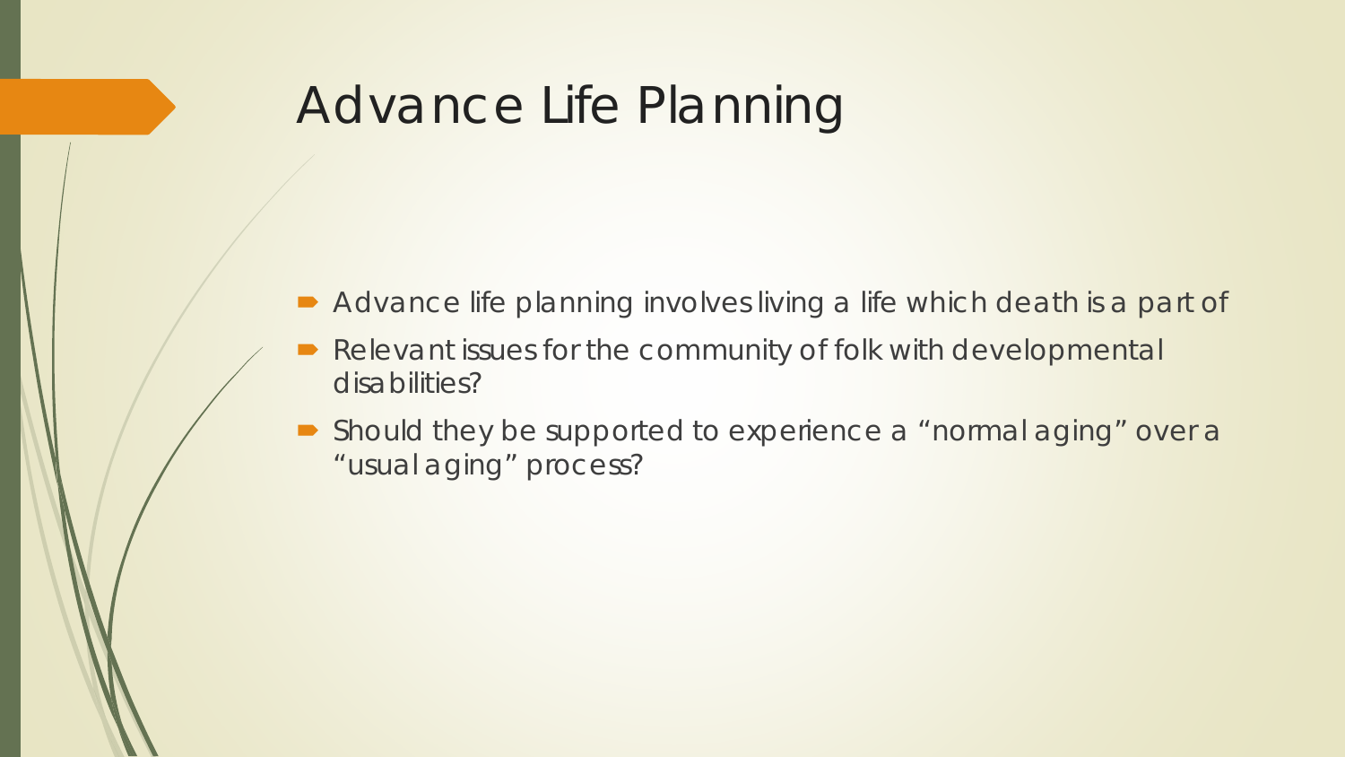# Advance Life Planning

- Advance life planning involves living a life which death is a part of
- Relevant issues for the community of folk with developmental disabilities?
- Should they be supported to experience a “normal aging” over a “usual aging” process?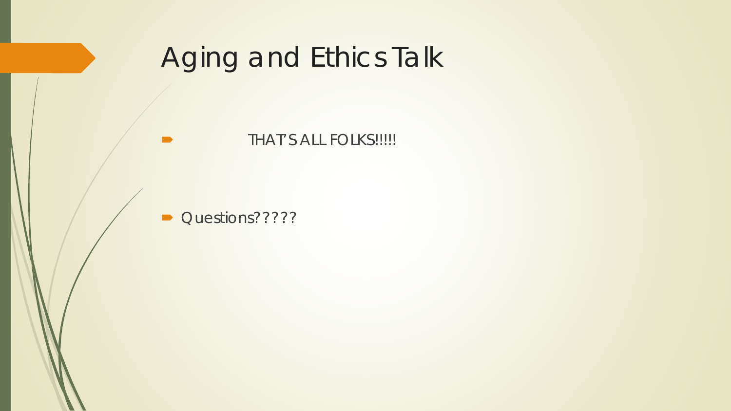# Aging and Ethics Talk

- THAT'S ALL FOLKS!!!!!

- Questions?????